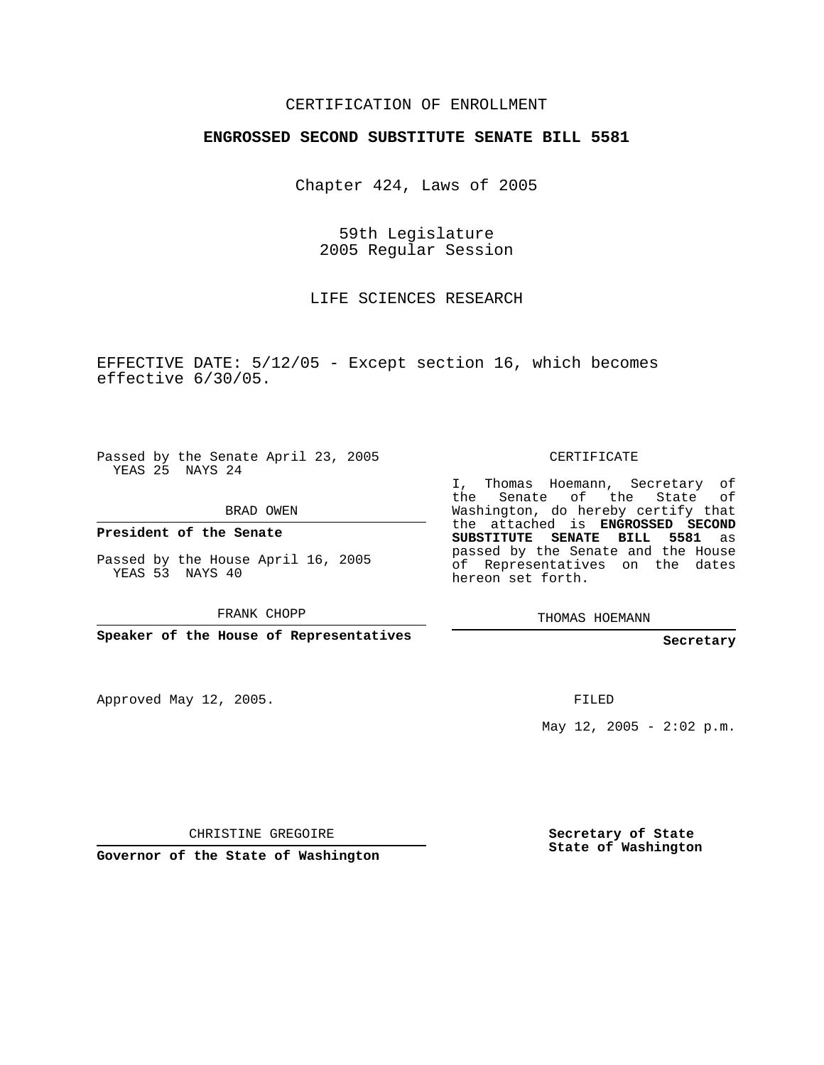CERTIFICATION OF ENROLLMENT

**ENGROSSED SECOND SUBSTITUTE SENATE BILL 5581**

Chapter 424, Laws of 2005

59th Legislature
2005 Regular Session

LIFE SCIENCES RESEARCH

EFFECTIVE DATE: 5/12/05 - Except section 16, which becomes effective 6/30/05.

Passed by the Senate April 23, 2005
YEAS 25 NAYS 24

BRAD OWEN

**President of the Senate**

Passed by the House April 16, 2005
YEAS 53 NAYS 40

FRANK CHOPP

**Speaker of the House of Representatives**

Approved May 12, 2005.

CHRISTINE GREGOIRE

**Governor of the State of Washington**

CERTIFICATE

I, Thomas Hoemann, Secretary of the Senate of the State of Washington, do hereby certify that the attached is **ENGROSSED SECOND SUBSTITUTE SENATE BILL 5581** as passed by the Senate and the House of Representatives on the dates hereon set forth.

THOMAS HOEMANN

**Secretary**

FILED

May 12, 2005 - 2:02 p.m.

**Secretary of State**
**State of Washington**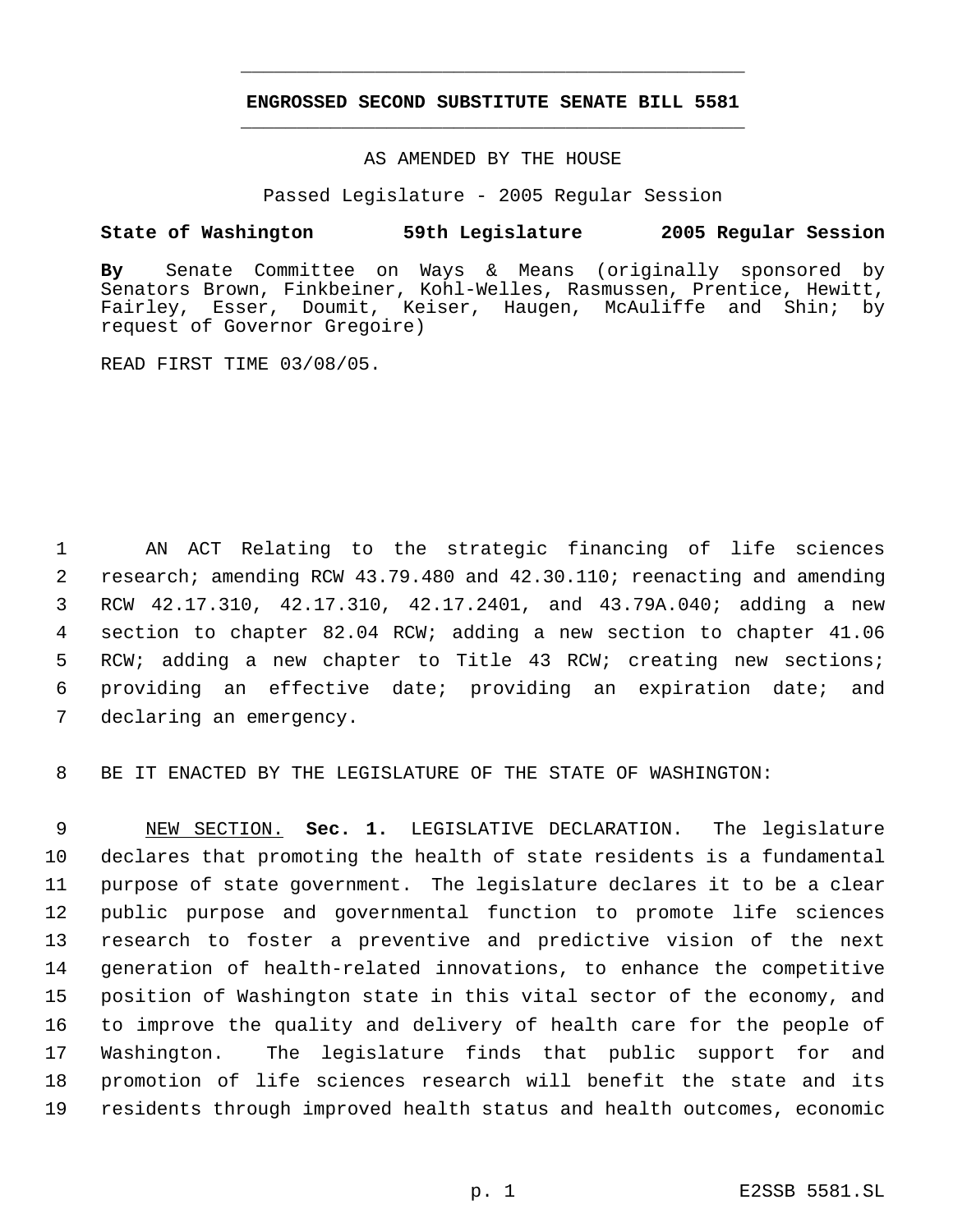# ENGROSSED SECOND SUBSTITUTE SENATE BILL 5581

AS AMENDED BY THE HOUSE

Passed Legislature - 2005 Regular Session

**State of Washington 59th Legislature 2005 Regular Session**

**By** Senate Committee on Ways & Means (originally sponsored by Senators Brown, Finkbeiner, Kohl-Welles, Rasmussen, Prentice, Hewitt, Fairley, Esser, Doumit, Keiser, Haugen, McAuliffe and Shin; by request of Governor Gregoire)

READ FIRST TIME 03/08/05.

1 AN ACT Relating to the strategic financing of life sciences
2 research; amending RCW 43.79.480 and 42.30.110; reenacting and amending
3 RCW 42.17.310, 42.17.310, 42.17.2401, and 43.79A.040; adding a new
4 section to chapter 82.04 RCW; adding a new section to chapter 41.06
5 RCW; adding a new chapter to Title 43 RCW; creating new sections;
6 providing an effective date; providing an expiration date; and
7 declaring an emergency.

8 BE IT ENACTED BY THE LEGISLATURE OF THE STATE OF WASHINGTON:

9 NEW SECTION. **Sec. 1.** LEGISLATIVE DECLARATION. The legislature
10 declares that promoting the health of state residents is a fundamental
11 purpose of state government. The legislature declares it to be a clear
12 public purpose and governmental function to promote life sciences
13 research to foster a preventive and predictive vision of the next
14 generation of health-related innovations, to enhance the competitive
15 position of Washington state in this vital sector of the economy, and
16 to improve the quality and delivery of health care for the people of
17 Washington. The legislature finds that public support for and
18 promotion of life sciences research will benefit the state and its
19 residents through improved health status and health outcomes, economic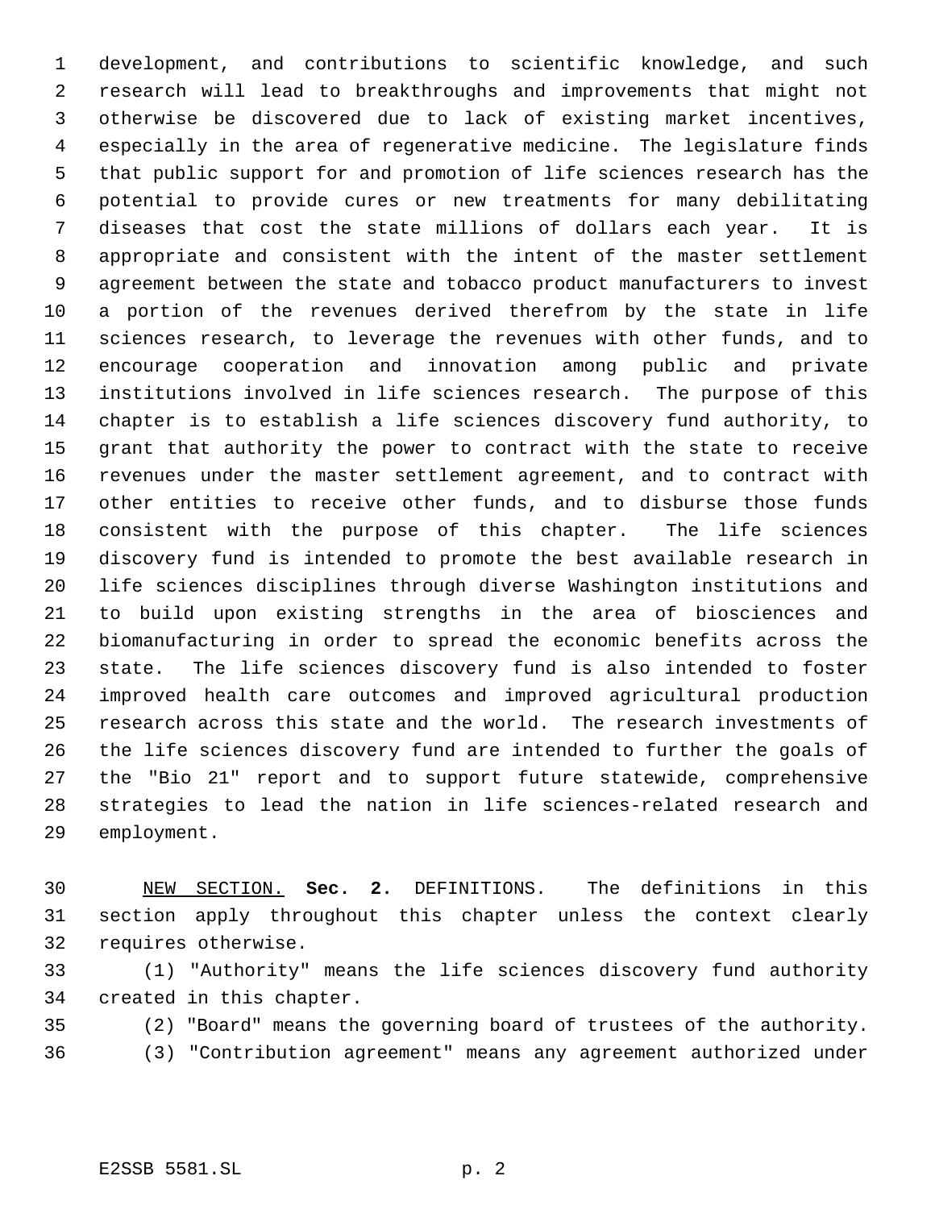development, and contributions to scientific knowledge, and such research will lead to breakthroughs and improvements that might not otherwise be discovered due to lack of existing market incentives, especially in the area of regenerative medicine. The legislature finds that public support for and promotion of life sciences research has the potential to provide cures or new treatments for many debilitating diseases that cost the state millions of dollars each year. It is appropriate and consistent with the intent of the master settlement agreement between the state and tobacco product manufacturers to invest a portion of the revenues derived therefrom by the state in life sciences research, to leverage the revenues with other funds, and to encourage cooperation and innovation among public and private institutions involved in life sciences research. The purpose of this chapter is to establish a life sciences discovery fund authority, to grant that authority the power to contract with the state to receive revenues under the master settlement agreement, and to contract with other entities to receive other funds, and to disburse those funds consistent with the purpose of this chapter. The life sciences discovery fund is intended to promote the best available research in life sciences disciplines through diverse Washington institutions and to build upon existing strengths in the area of biosciences and biomanufacturing in order to spread the economic benefits across the state. The life sciences discovery fund is also intended to foster improved health care outcomes and improved agricultural production research across this state and the world. The research investments of the life sciences discovery fund are intended to further the goals of the "Bio 21" report and to support future statewide, comprehensive strategies to lead the nation in life sciences-related research and employment.

NEW SECTION. **Sec. 2.** DEFINITIONS. The definitions in this section apply throughout this chapter unless the context clearly requires otherwise.

(1) "Authority" means the life sciences discovery fund authority created in this chapter.

(2) "Board" means the governing board of trustees of the authority.

(3) "Contribution agreement" means any agreement authorized under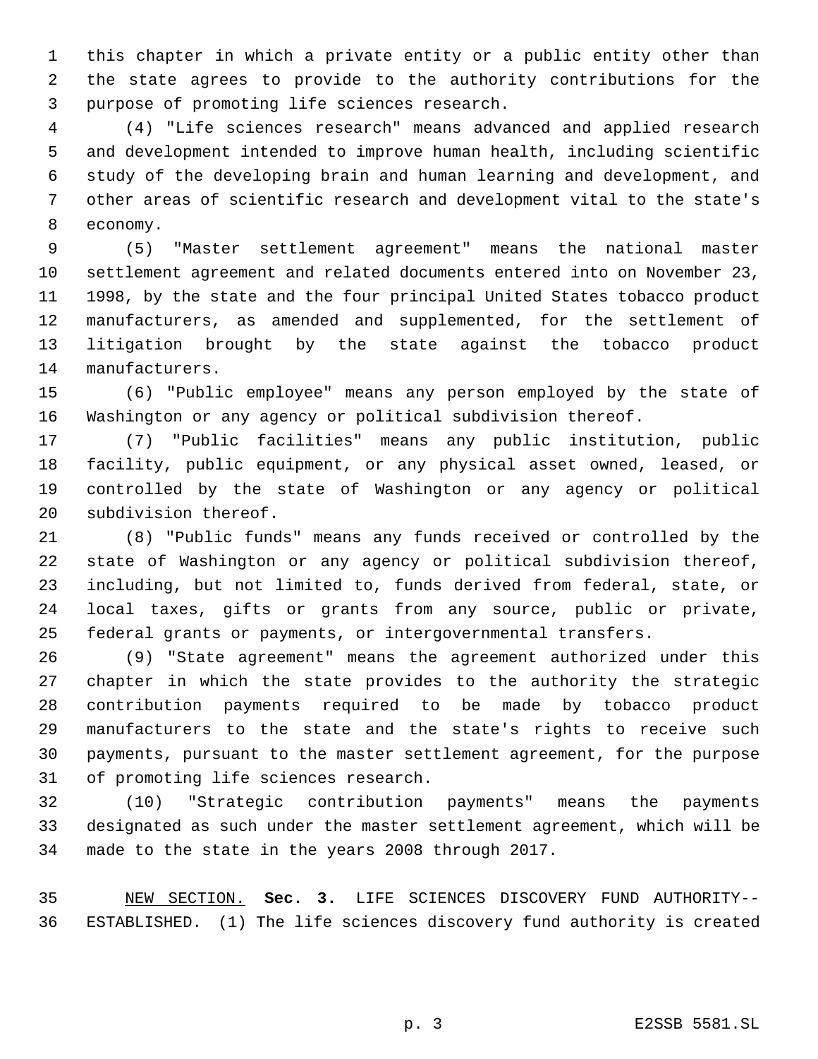this chapter in which a private entity or a public entity other than the state agrees to provide to the authority contributions for the purpose of promoting life sciences research.

(4) "Life sciences research" means advanced and applied research and development intended to improve human health, including scientific study of the developing brain and human learning and development, and other areas of scientific research and development vital to the state's economy.

(5) "Master settlement agreement" means the national master settlement agreement and related documents entered into on November 23, 1998, by the state and the four principal United States tobacco product manufacturers, as amended and supplemented, for the settlement of litigation brought by the state against the tobacco product manufacturers.

(6) "Public employee" means any person employed by the state of Washington or any agency or political subdivision thereof.

(7) "Public facilities" means any public institution, public facility, public equipment, or any physical asset owned, leased, or controlled by the state of Washington or any agency or political subdivision thereof.

(8) "Public funds" means any funds received or controlled by the state of Washington or any agency or political subdivision thereof, including, but not limited to, funds derived from federal, state, or local taxes, gifts or grants from any source, public or private, federal grants or payments, or intergovernmental transfers.

(9) "State agreement" means the agreement authorized under this chapter in which the state provides to the authority the strategic contribution payments required to be made by tobacco product manufacturers to the state and the state's rights to receive such payments, pursuant to the master settlement agreement, for the purpose of promoting life sciences research.

(10) "Strategic contribution payments" means the payments designated as such under the master settlement agreement, which will be made to the state in the years 2008 through 2017.

NEW SECTION. **Sec. 3.** LIFE SCIENCES DISCOVERY FUND AUTHORITY--ESTABLISHED. (1) The life sciences discovery fund authority is created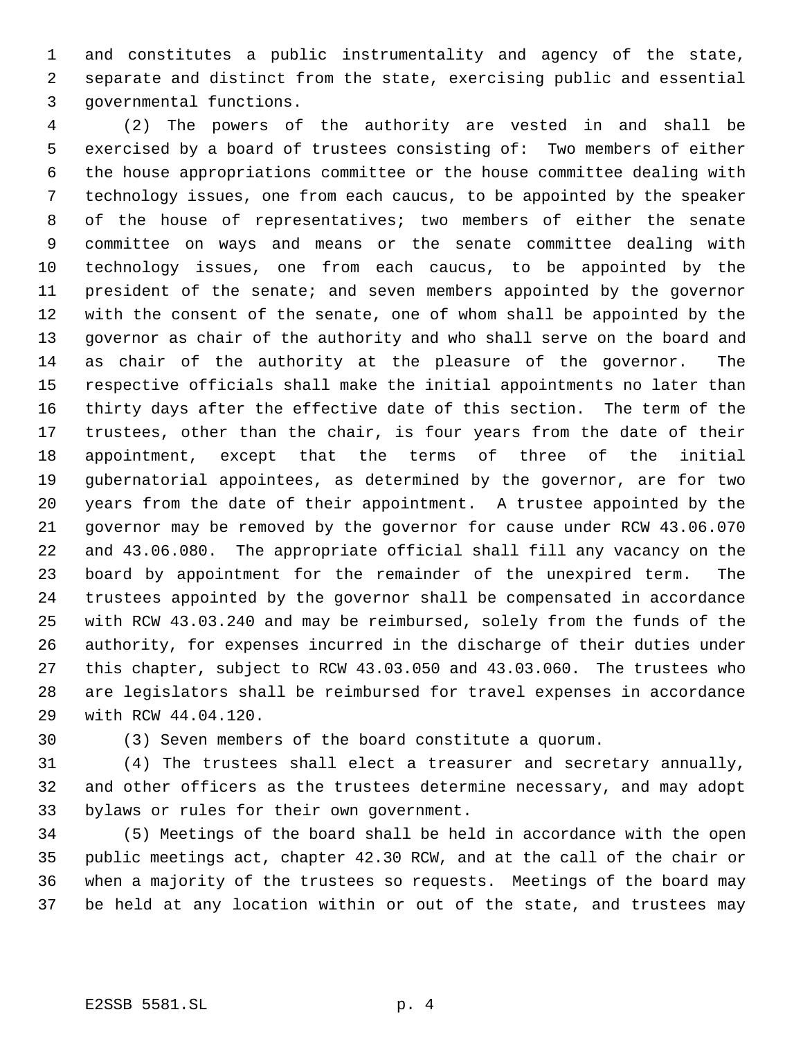and constitutes a public instrumentality and agency of the state, separate and distinct from the state, exercising public and essential governmental functions.

(2) The powers of the authority are vested in and shall be exercised by a board of trustees consisting of: Two members of either the house appropriations committee or the house committee dealing with technology issues, one from each caucus, to be appointed by the speaker of the house of representatives; two members of either the senate committee on ways and means or the senate committee dealing with technology issues, one from each caucus, to be appointed by the president of the senate; and seven members appointed by the governor with the consent of the senate, one of whom shall be appointed by the governor as chair of the authority and who shall serve on the board and as chair of the authority at the pleasure of the governor. The respective officials shall make the initial appointments no later than thirty days after the effective date of this section. The term of the trustees, other than the chair, is four years from the date of their appointment, except that the terms of three of the initial gubernatorial appointees, as determined by the governor, are for two years from the date of their appointment. A trustee appointed by the governor may be removed by the governor for cause under RCW 43.06.070 and 43.06.080. The appropriate official shall fill any vacancy on the board by appointment for the remainder of the unexpired term. The trustees appointed by the governor shall be compensated in accordance with RCW 43.03.240 and may be reimbursed, solely from the funds of the authority, for expenses incurred in the discharge of their duties under this chapter, subject to RCW 43.03.050 and 43.03.060. The trustees who are legislators shall be reimbursed for travel expenses in accordance with RCW 44.04.120.

(3) Seven members of the board constitute a quorum.

(4) The trustees shall elect a treasurer and secretary annually, and other officers as the trustees determine necessary, and may adopt bylaws or rules for their own government.

(5) Meetings of the board shall be held in accordance with the open public meetings act, chapter 42.30 RCW, and at the call of the chair or when a majority of the trustees so requests. Meetings of the board may be held at any location within or out of the state, and trustees may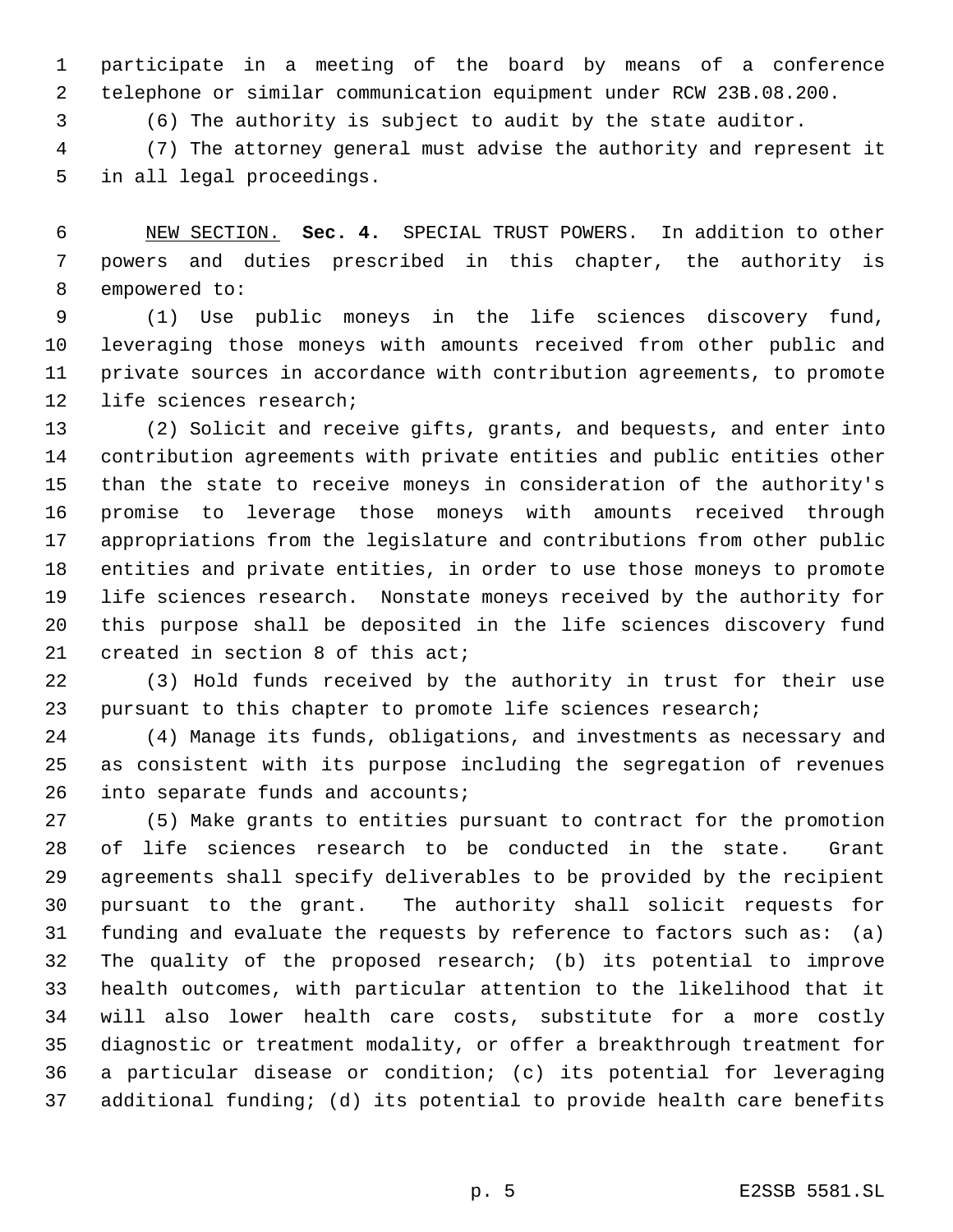participate in a meeting of the board by means of a conference telephone or similar communication equipment under RCW 23B.08.200.

(6) The authority is subject to audit by the state auditor.

(7) The attorney general must advise the authority and represent it in all legal proceedings.

NEW SECTION. **Sec. 4.** SPECIAL TRUST POWERS. In addition to other powers and duties prescribed in this chapter, the authority is empowered to:

(1) Use public moneys in the life sciences discovery fund, leveraging those moneys with amounts received from other public and private sources in accordance with contribution agreements, to promote life sciences research;

(2) Solicit and receive gifts, grants, and bequests, and enter into contribution agreements with private entities and public entities other than the state to receive moneys in consideration of the authority's promise to leverage those moneys with amounts received through appropriations from the legislature and contributions from other public entities and private entities, in order to use those moneys to promote life sciences research. Nonstate moneys received by the authority for this purpose shall be deposited in the life sciences discovery fund created in section 8 of this act;

(3) Hold funds received by the authority in trust for their use pursuant to this chapter to promote life sciences research;

(4) Manage its funds, obligations, and investments as necessary and as consistent with its purpose including the segregation of revenues into separate funds and accounts;

(5) Make grants to entities pursuant to contract for the promotion of life sciences research to be conducted in the state. Grant agreements shall specify deliverables to be provided by the recipient pursuant to the grant. The authority shall solicit requests for funding and evaluate the requests by reference to factors such as: (a) The quality of the proposed research; (b) its potential to improve health outcomes, with particular attention to the likelihood that it will also lower health care costs, substitute for a more costly diagnostic or treatment modality, or offer a breakthrough treatment for a particular disease or condition; (c) its potential for leveraging additional funding; (d) its potential to provide health care benefits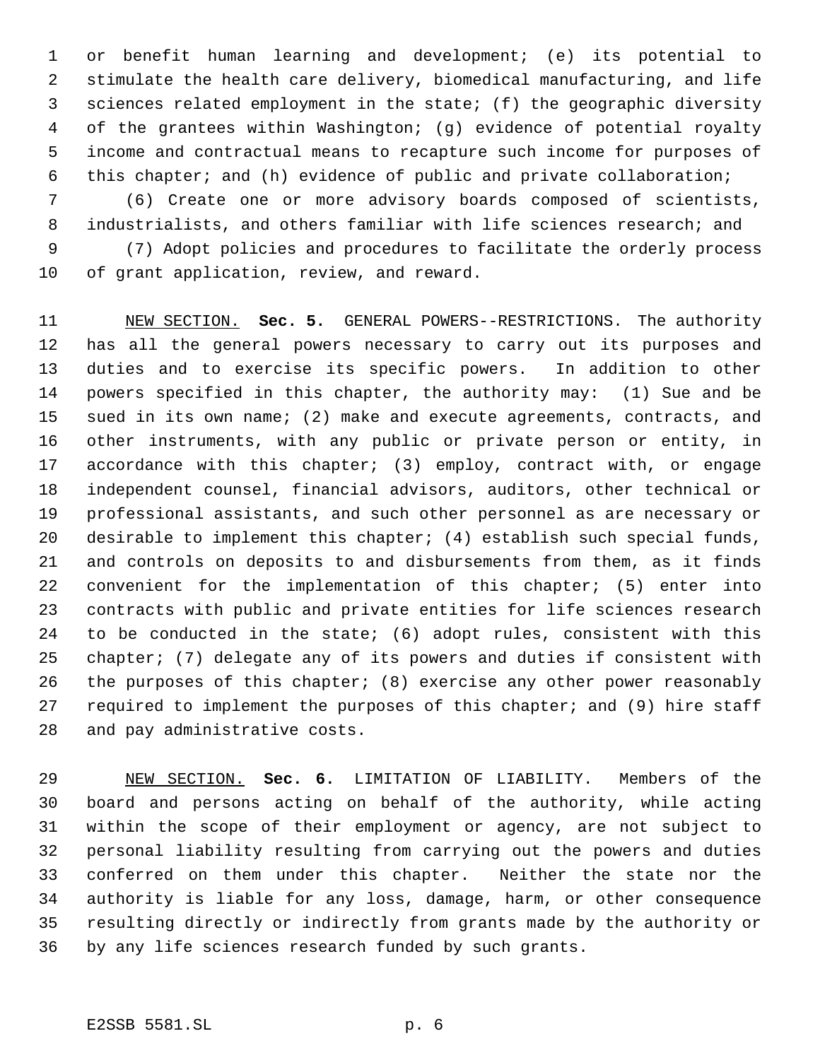or benefit human learning and development; (e) its potential to stimulate the health care delivery, biomedical manufacturing, and life sciences related employment in the state; (f) the geographic diversity of the grantees within Washington; (g) evidence of potential royalty income and contractual means to recapture such income for purposes of this chapter; and (h) evidence of public and private collaboration;

(6) Create one or more advisory boards composed of scientists, industrialists, and others familiar with life sciences research; and

(7) Adopt policies and procedures to facilitate the orderly process of grant application, review, and reward.

NEW SECTION. **Sec. 5.** GENERAL POWERS--RESTRICTIONS. The authority has all the general powers necessary to carry out its purposes and duties and to exercise its specific powers. In addition to other powers specified in this chapter, the authority may: (1) Sue and be sued in its own name; (2) make and execute agreements, contracts, and other instruments, with any public or private person or entity, in accordance with this chapter; (3) employ, contract with, or engage independent counsel, financial advisors, auditors, other technical or professional assistants, and such other personnel as are necessary or desirable to implement this chapter; (4) establish such special funds, and controls on deposits to and disbursements from them, as it finds convenient for the implementation of this chapter; (5) enter into contracts with public and private entities for life sciences research to be conducted in the state; (6) adopt rules, consistent with this chapter; (7) delegate any of its powers and duties if consistent with the purposes of this chapter; (8) exercise any other power reasonably required to implement the purposes of this chapter; and (9) hire staff and pay administrative costs.

NEW SECTION. **Sec. 6.** LIMITATION OF LIABILITY. Members of the board and persons acting on behalf of the authority, while acting within the scope of their employment or agency, are not subject to personal liability resulting from carrying out the powers and duties conferred on them under this chapter. Neither the state nor the authority is liable for any loss, damage, harm, or other consequence resulting directly or indirectly from grants made by the authority or by any life sciences research funded by such grants.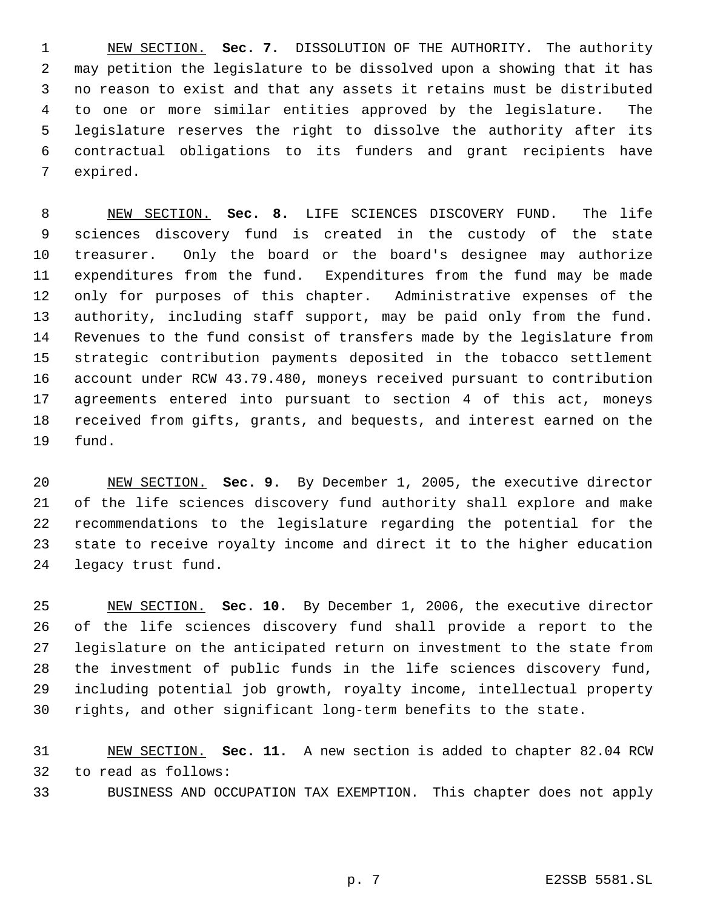NEW SECTION. **Sec. 7.** DISSOLUTION OF THE AUTHORITY. The authority may petition the legislature to be dissolved upon a showing that it has no reason to exist and that any assets it retains must be distributed to one or more similar entities approved by the legislature. The legislature reserves the right to dissolve the authority after its contractual obligations to its funders and grant recipients have expired.

NEW SECTION. **Sec. 8.** LIFE SCIENCES DISCOVERY FUND. The life sciences discovery fund is created in the custody of the state treasurer. Only the board or the board's designee may authorize expenditures from the fund. Expenditures from the fund may be made only for purposes of this chapter. Administrative expenses of the authority, including staff support, may be paid only from the fund. Revenues to the fund consist of transfers made by the legislature from strategic contribution payments deposited in the tobacco settlement account under RCW 43.79.480, moneys received pursuant to contribution agreements entered into pursuant to section 4 of this act, moneys received from gifts, grants, and bequests, and interest earned on the fund.

NEW SECTION. **Sec. 9.** By December 1, 2005, the executive director of the life sciences discovery fund authority shall explore and make recommendations to the legislature regarding the potential for the state to receive royalty income and direct it to the higher education legacy trust fund.

NEW SECTION. **Sec. 10.** By December 1, 2006, the executive director of the life sciences discovery fund shall provide a report to the legislature on the anticipated return on investment to the state from the investment of public funds in the life sciences discovery fund, including potential job growth, royalty income, intellectual property rights, and other significant long-term benefits to the state.

NEW SECTION. **Sec. 11.** A new section is added to chapter 82.04 RCW to read as follows:

BUSINESS AND OCCUPATION TAX EXEMPTION. This chapter does not apply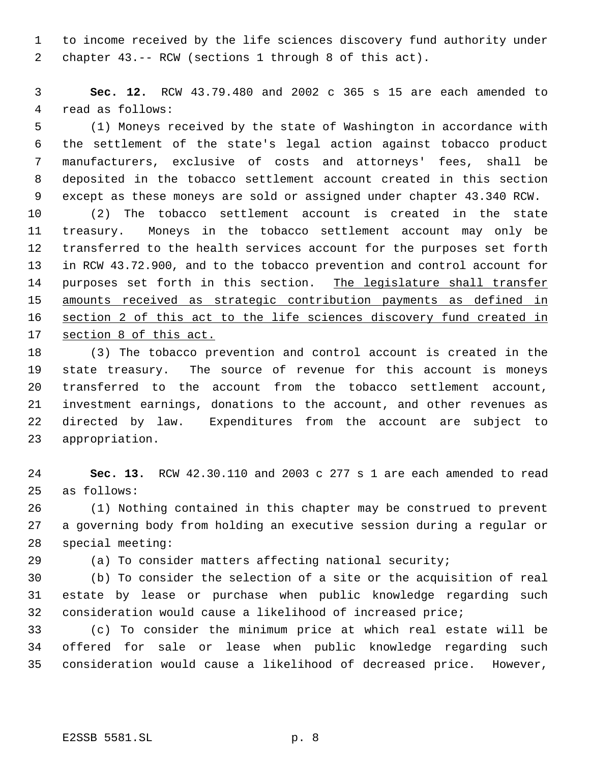to income received by the life sciences discovery fund authority under chapter 43.-- RCW (sections 1 through 8 of this act).

**Sec. 12.** RCW 43.79.480 and 2002 c 365 s 15 are each amended to read as follows:

(1) Moneys received by the state of Washington in accordance with the settlement of the state's legal action against tobacco product manufacturers, exclusive of costs and attorneys' fees, shall be deposited in the tobacco settlement account created in this section except as these moneys are sold or assigned under chapter 43.340 RCW.

(2) The tobacco settlement account is created in the state treasury. Moneys in the tobacco settlement account may only be transferred to the health services account for the purposes set forth in RCW 43.72.900, and to the tobacco prevention and control account for purposes set forth in this section. <u>The legislature shall transfer amounts received as strategic contribution payments as defined in section 2 of this act to the life sciences discovery fund created in section 8 of this act.</u>

(3) The tobacco prevention and control account is created in the state treasury. The source of revenue for this account is moneys transferred to the account from the tobacco settlement account, investment earnings, donations to the account, and other revenues as directed by law. Expenditures from the account are subject to appropriation.

**Sec. 13.** RCW 42.30.110 and 2003 c 277 s 1 are each amended to read as follows:

(1) Nothing contained in this chapter may be construed to prevent a governing body from holding an executive session during a regular or special meeting:

(a) To consider matters affecting national security;

(b) To consider the selection of a site or the acquisition of real estate by lease or purchase when public knowledge regarding such consideration would cause a likelihood of increased price;

(c) To consider the minimum price at which real estate will be offered for sale or lease when public knowledge regarding such consideration would cause a likelihood of decreased price. However,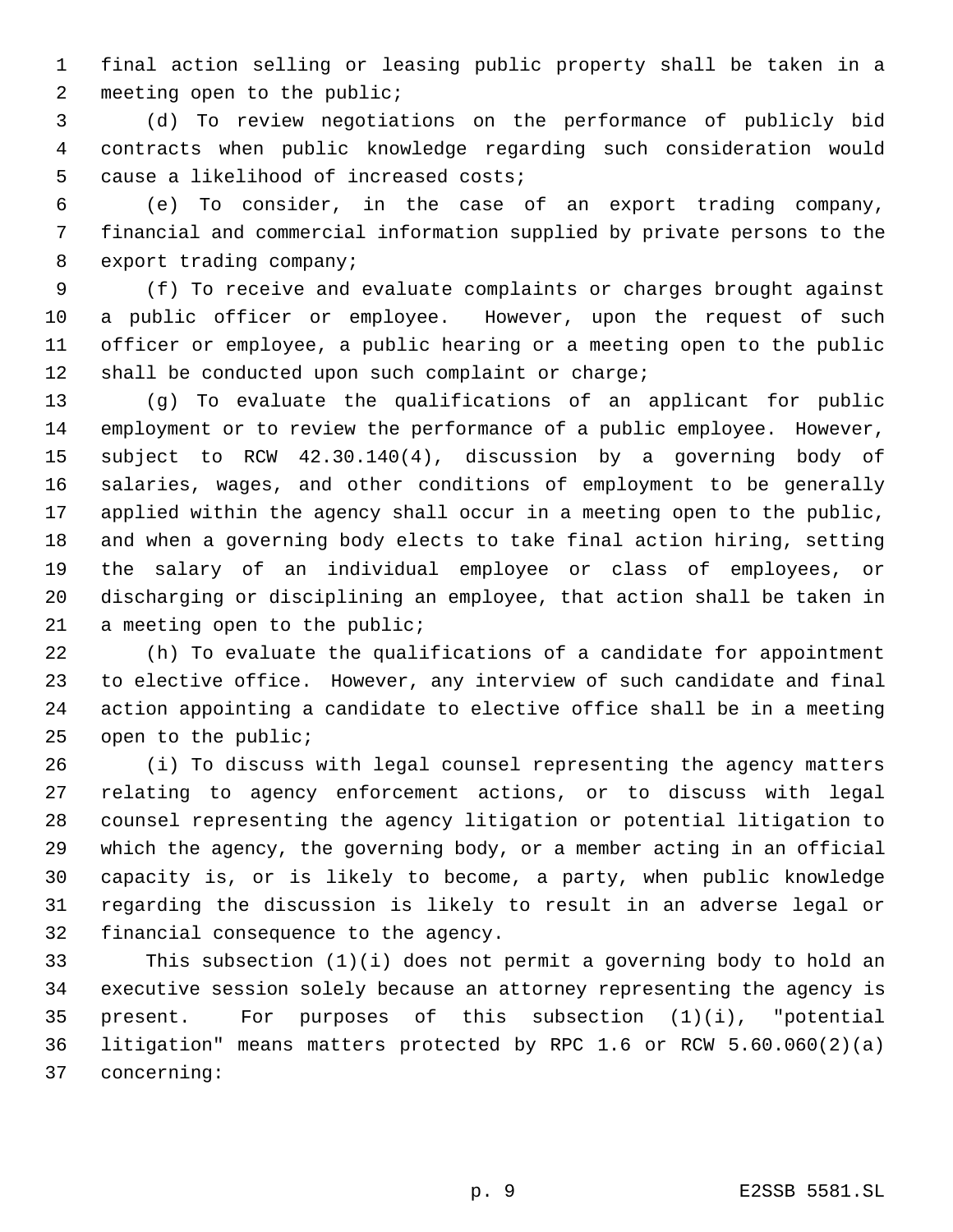final action selling or leasing public property shall be taken in a meeting open to the public;

(d) To review negotiations on the performance of publicly bid contracts when public knowledge regarding such consideration would cause a likelihood of increased costs;

(e) To consider, in the case of an export trading company, financial and commercial information supplied by private persons to the export trading company;

(f) To receive and evaluate complaints or charges brought against a public officer or employee. However, upon the request of such officer or employee, a public hearing or a meeting open to the public shall be conducted upon such complaint or charge;

(g) To evaluate the qualifications of an applicant for public employment or to review the performance of a public employee. However, subject to RCW 42.30.140(4), discussion by a governing body of salaries, wages, and other conditions of employment to be generally applied within the agency shall occur in a meeting open to the public, and when a governing body elects to take final action hiring, setting the salary of an individual employee or class of employees, or discharging or disciplining an employee, that action shall be taken in a meeting open to the public;

(h) To evaluate the qualifications of a candidate for appointment to elective office. However, any interview of such candidate and final action appointing a candidate to elective office shall be in a meeting open to the public;

(i) To discuss with legal counsel representing the agency matters relating to agency enforcement actions, or to discuss with legal counsel representing the agency litigation or potential litigation to which the agency, the governing body, or a member acting in an official capacity is, or is likely to become, a party, when public knowledge regarding the discussion is likely to result in an adverse legal or financial consequence to the agency.

This subsection (1)(i) does not permit a governing body to hold an executive session solely because an attorney representing the agency is present. For purposes of this subsection (1)(i), "potential litigation" means matters protected by RPC 1.6 or RCW 5.60.060(2)(a) concerning: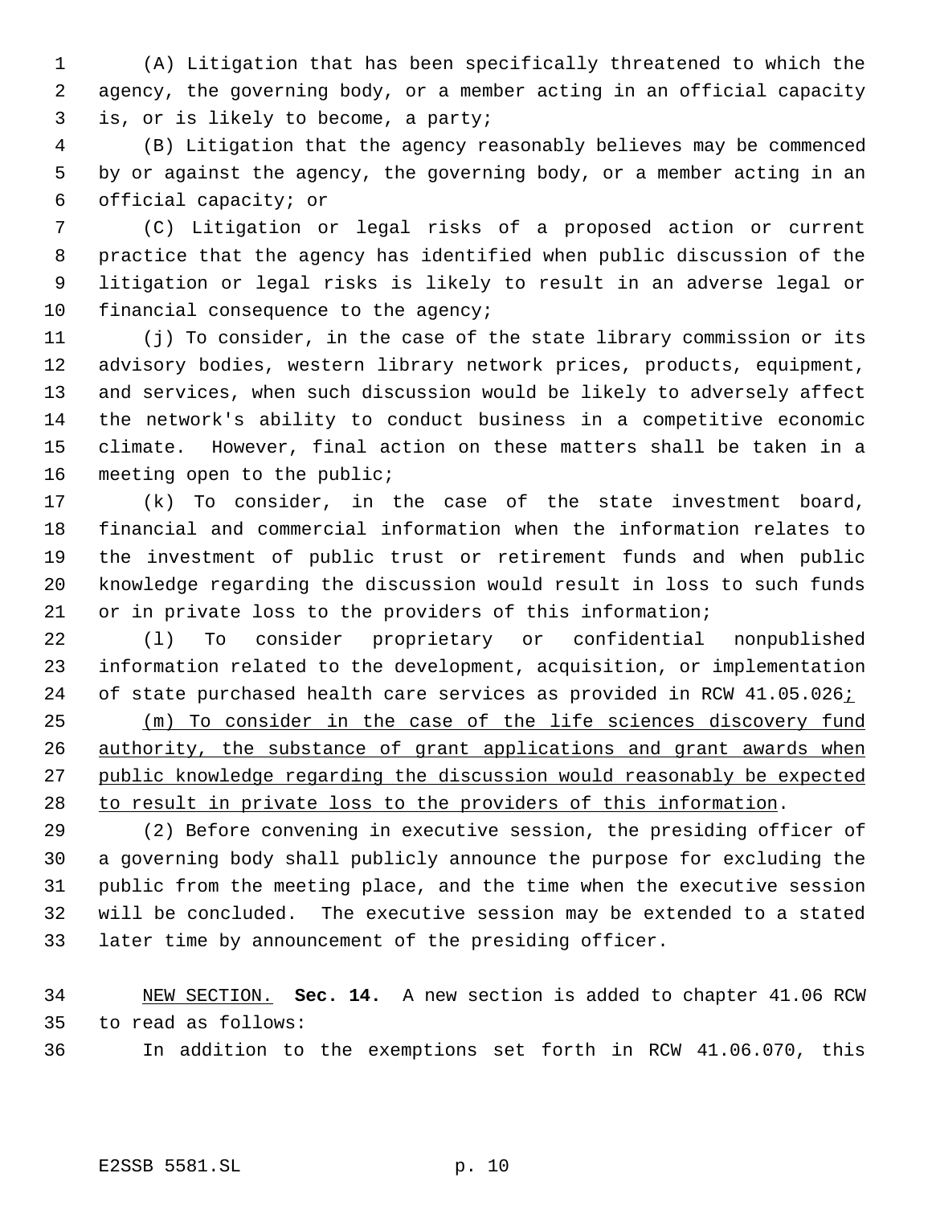(A) Litigation that has been specifically threatened to which the agency, the governing body, or a member acting in an official capacity is, or is likely to become, a party;

(B) Litigation that the agency reasonably believes may be commenced by or against the agency, the governing body, or a member acting in an official capacity; or

(C) Litigation or legal risks of a proposed action or current practice that the agency has identified when public discussion of the litigation or legal risks is likely to result in an adverse legal or financial consequence to the agency;

(j) To consider, in the case of the state library commission or its advisory bodies, western library network prices, products, equipment, and services, when such discussion would be likely to adversely affect the network's ability to conduct business in a competitive economic climate. However, final action on these matters shall be taken in a meeting open to the public;

(k) To consider, in the case of the state investment board, financial and commercial information when the information relates to the investment of public trust or retirement funds and when public knowledge regarding the discussion would result in loss to such funds or in private loss to the providers of this information;

(l) To consider proprietary or confidential nonpublished information related to the development, acquisition, or implementation of state purchased health care services as provided in RCW 41.05.026<u>;</u>

<u>(m) To consider in the case of the life sciences discovery fund authority, the substance of grant applications and grant awards when public knowledge regarding the discussion would reasonably be expected to result in private loss to the providers of this information</u>.

(2) Before convening in executive session, the presiding officer of a governing body shall publicly announce the purpose for excluding the public from the meeting place, and the time when the executive session will be concluded. The executive session may be extended to a stated later time by announcement of the presiding officer.

<u>NEW SECTION.</u> **Sec. 14.** A new section is added to chapter 41.06 RCW to read as follows:

In addition to the exemptions set forth in RCW 41.06.070, this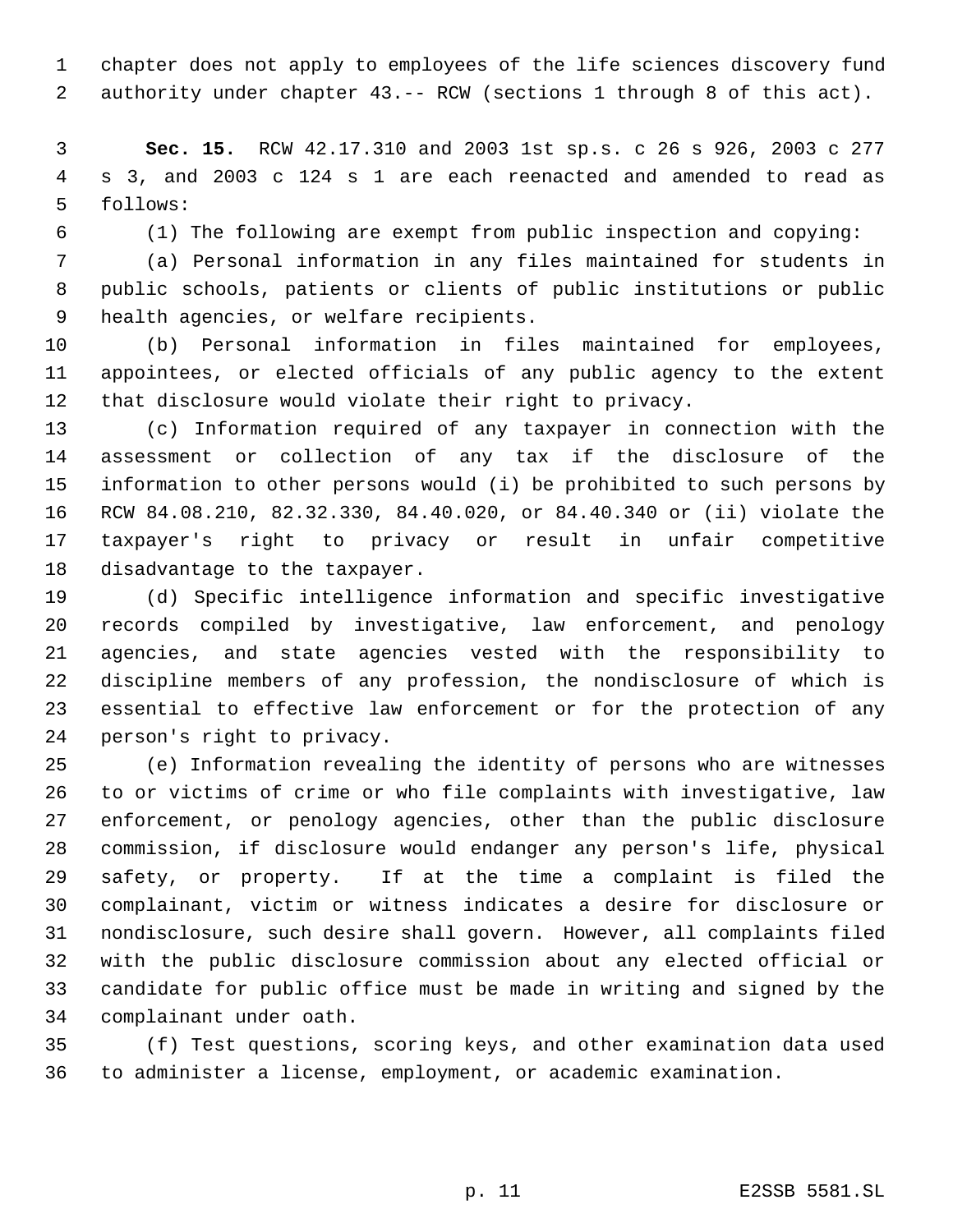chapter does not apply to employees of the life sciences discovery fund authority under chapter 43.-- RCW (sections 1 through 8 of this act).

**Sec. 15.** RCW 42.17.310 and 2003 1st sp.s. c 26 s 926, 2003 c 277 s 3, and 2003 c 124 s 1 are each reenacted and amended to read as follows:

(1) The following are exempt from public inspection and copying:

(a) Personal information in any files maintained for students in public schools, patients or clients of public institutions or public health agencies, or welfare recipients.

(b) Personal information in files maintained for employees, appointees, or elected officials of any public agency to the extent that disclosure would violate their right to privacy.

(c) Information required of any taxpayer in connection with the assessment or collection of any tax if the disclosure of the information to other persons would (i) be prohibited to such persons by RCW 84.08.210, 82.32.330, 84.40.020, or 84.40.340 or (ii) violate the taxpayer's right to privacy or result in unfair competitive disadvantage to the taxpayer.

(d) Specific intelligence information and specific investigative records compiled by investigative, law enforcement, and penology agencies, and state agencies vested with the responsibility to discipline members of any profession, the nondisclosure of which is essential to effective law enforcement or for the protection of any person's right to privacy.

(e) Information revealing the identity of persons who are witnesses to or victims of crime or who file complaints with investigative, law enforcement, or penology agencies, other than the public disclosure commission, if disclosure would endanger any person's life, physical safety, or property. If at the time a complaint is filed the complainant, victim or witness indicates a desire for disclosure or nondisclosure, such desire shall govern. However, all complaints filed with the public disclosure commission about any elected official or candidate for public office must be made in writing and signed by the complainant under oath.

(f) Test questions, scoring keys, and other examination data used to administer a license, employment, or academic examination.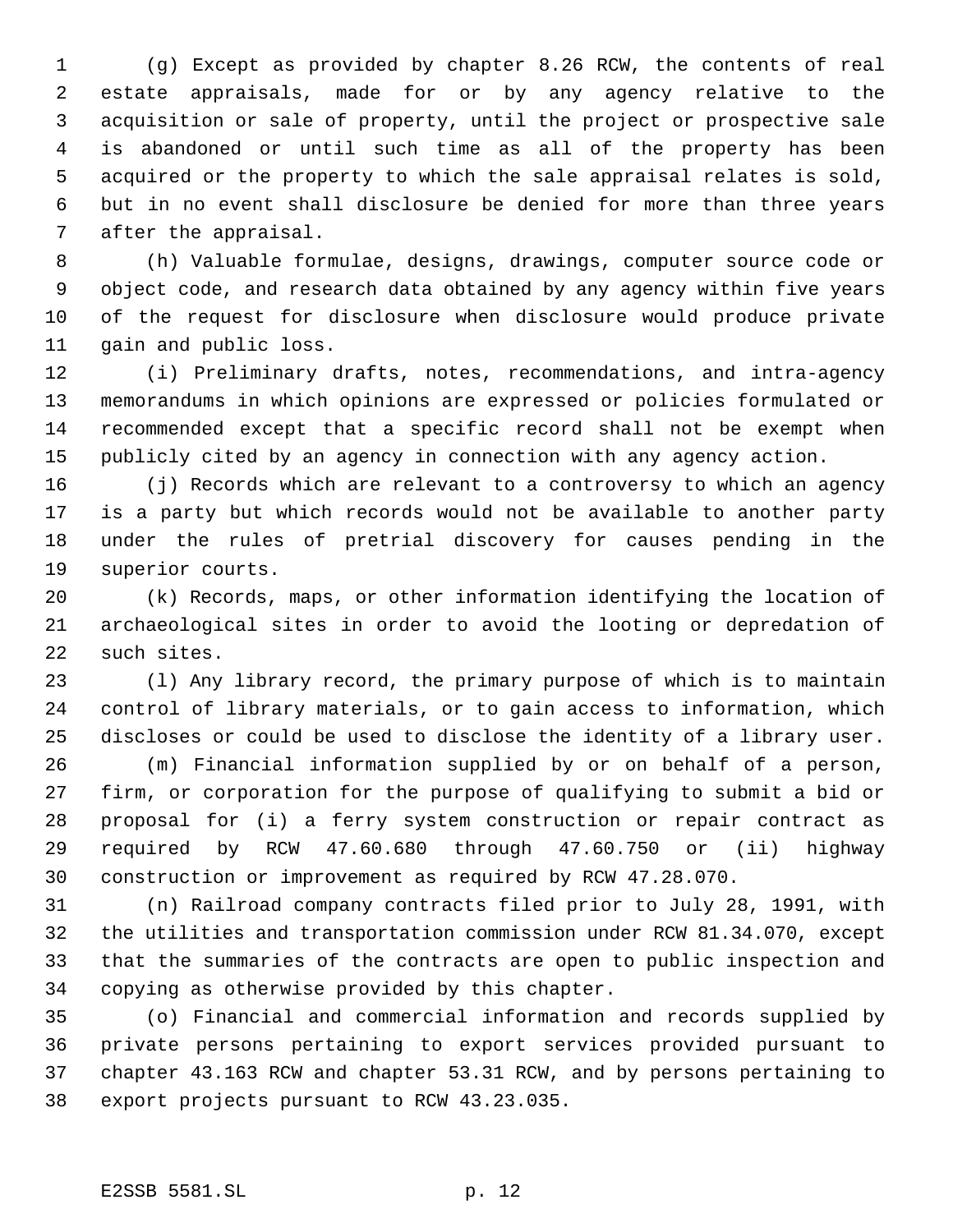(g) Except as provided by chapter 8.26 RCW, the contents of real estate appraisals, made for or by any agency relative to the acquisition or sale of property, until the project or prospective sale is abandoned or until such time as all of the property has been acquired or the property to which the sale appraisal relates is sold, but in no event shall disclosure be denied for more than three years after the appraisal.

(h) Valuable formulae, designs, drawings, computer source code or object code, and research data obtained by any agency within five years of the request for disclosure when disclosure would produce private gain and public loss.

(i) Preliminary drafts, notes, recommendations, and intra-agency memorandums in which opinions are expressed or policies formulated or recommended except that a specific record shall not be exempt when publicly cited by an agency in connection with any agency action.

(j) Records which are relevant to a controversy to which an agency is a party but which records would not be available to another party under the rules of pretrial discovery for causes pending in the superior courts.

(k) Records, maps, or other information identifying the location of archaeological sites in order to avoid the looting or depredation of such sites.

(l) Any library record, the primary purpose of which is to maintain control of library materials, or to gain access to information, which discloses or could be used to disclose the identity of a library user.

(m) Financial information supplied by or on behalf of a person, firm, or corporation for the purpose of qualifying to submit a bid or proposal for (i) a ferry system construction or repair contract as required by RCW 47.60.680 through 47.60.750 or (ii) highway construction or improvement as required by RCW 47.28.070.

(n) Railroad company contracts filed prior to July 28, 1991, with the utilities and transportation commission under RCW 81.34.070, except that the summaries of the contracts are open to public inspection and copying as otherwise provided by this chapter.

(o) Financial and commercial information and records supplied by private persons pertaining to export services provided pursuant to chapter 43.163 RCW and chapter 53.31 RCW, and by persons pertaining to export projects pursuant to RCW 43.23.035.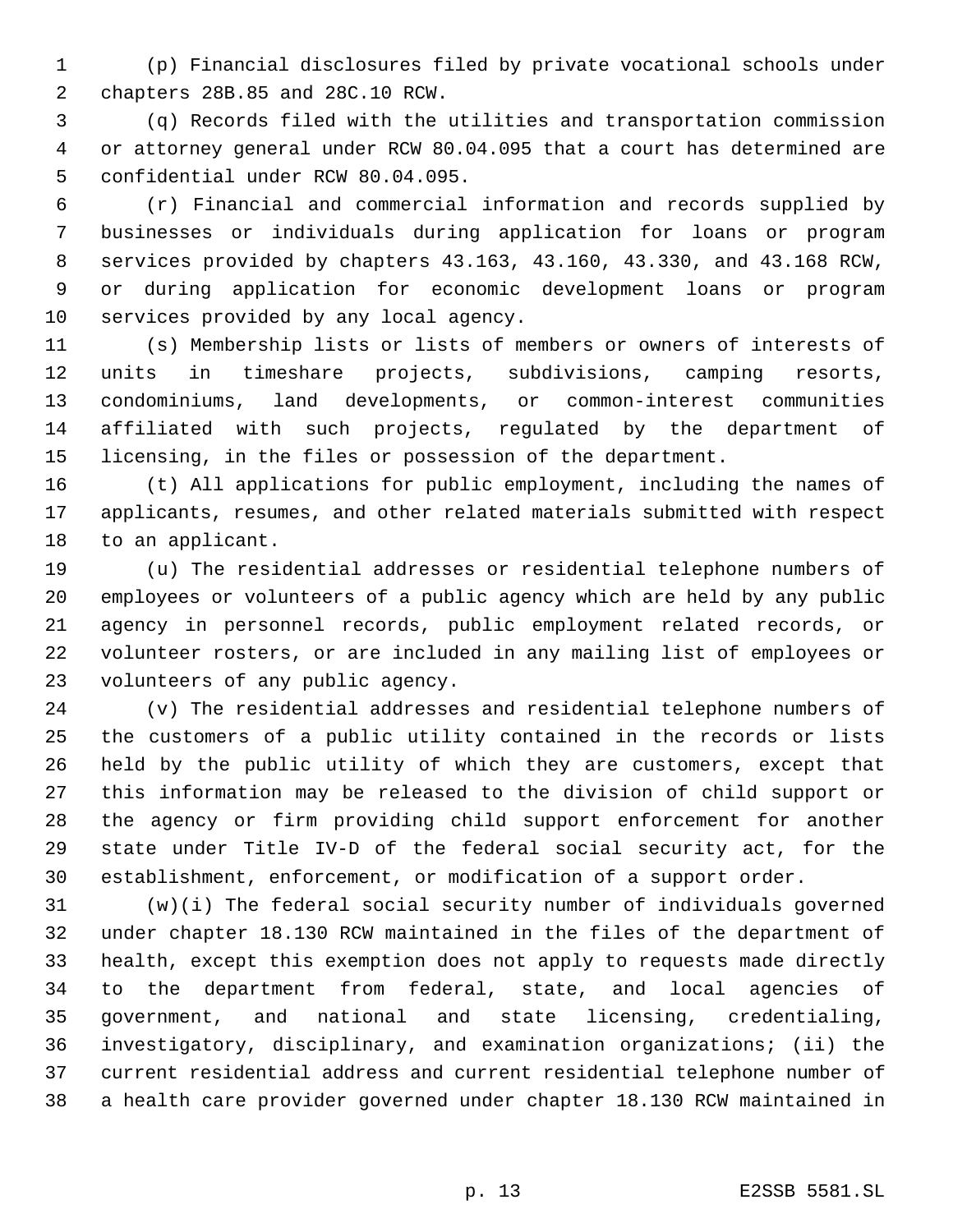(p) Financial disclosures filed by private vocational schools under chapters 28B.85 and 28C.10 RCW.

(q) Records filed with the utilities and transportation commission or attorney general under RCW 80.04.095 that a court has determined are confidential under RCW 80.04.095.

(r) Financial and commercial information and records supplied by businesses or individuals during application for loans or program services provided by chapters 43.163, 43.160, 43.330, and 43.168 RCW, or during application for economic development loans or program services provided by any local agency.

(s) Membership lists or lists of members or owners of interests of units in timeshare projects, subdivisions, camping resorts, condominiums, land developments, or common-interest communities affiliated with such projects, regulated by the department of licensing, in the files or possession of the department.

(t) All applications for public employment, including the names of applicants, resumes, and other related materials submitted with respect to an applicant.

(u) The residential addresses or residential telephone numbers of employees or volunteers of a public agency which are held by any public agency in personnel records, public employment related records, or volunteer rosters, or are included in any mailing list of employees or volunteers of any public agency.

(v) The residential addresses and residential telephone numbers of the customers of a public utility contained in the records or lists held by the public utility of which they are customers, except that this information may be released to the division of child support or the agency or firm providing child support enforcement for another state under Title IV-D of the federal social security act, for the establishment, enforcement, or modification of a support order.

(w)(i) The federal social security number of individuals governed under chapter 18.130 RCW maintained in the files of the department of health, except this exemption does not apply to requests made directly to the department from federal, state, and local agencies of government, and national and state licensing, credentialing, investigatory, disciplinary, and examination organizations; (ii) the current residential address and current residential telephone number of a health care provider governed under chapter 18.130 RCW maintained in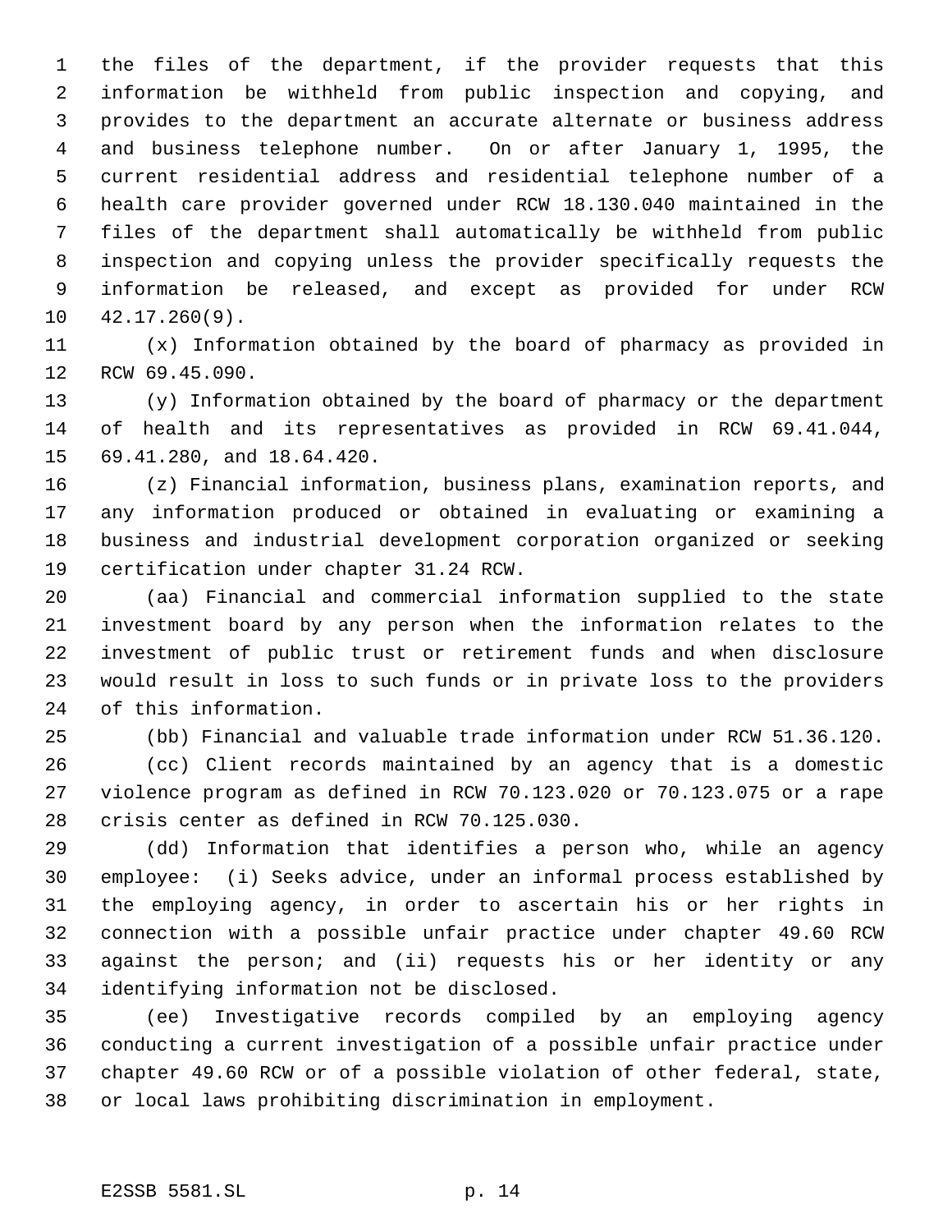the files of the department, if the provider requests that this information be withheld from public inspection and copying, and provides to the department an accurate alternate or business address and business telephone number. On or after January 1, 1995, the current residential address and residential telephone number of a health care provider governed under RCW 18.130.040 maintained in the files of the department shall automatically be withheld from public inspection and copying unless the provider specifically requests the information be released, and except as provided for under RCW 42.17.260(9).

(x) Information obtained by the board of pharmacy as provided in RCW 69.45.090.

(y) Information obtained by the board of pharmacy or the department of health and its representatives as provided in RCW 69.41.044, 69.41.280, and 18.64.420.

(z) Financial information, business plans, examination reports, and any information produced or obtained in evaluating or examining a business and industrial development corporation organized or seeking certification under chapter 31.24 RCW.

(aa) Financial and commercial information supplied to the state investment board by any person when the information relates to the investment of public trust or retirement funds and when disclosure would result in loss to such funds or in private loss to the providers of this information.

(bb) Financial and valuable trade information under RCW 51.36.120.

(cc) Client records maintained by an agency that is a domestic violence program as defined in RCW 70.123.020 or 70.123.075 or a rape crisis center as defined in RCW 70.125.030.

(dd) Information that identifies a person who, while an agency employee: (i) Seeks advice, under an informal process established by the employing agency, in order to ascertain his or her rights in connection with a possible unfair practice under chapter 49.60 RCW against the person; and (ii) requests his or her identity or any identifying information not be disclosed.

(ee) Investigative records compiled by an employing agency conducting a current investigation of a possible unfair practice under chapter 49.60 RCW or of a possible violation of other federal, state, or local laws prohibiting discrimination in employment.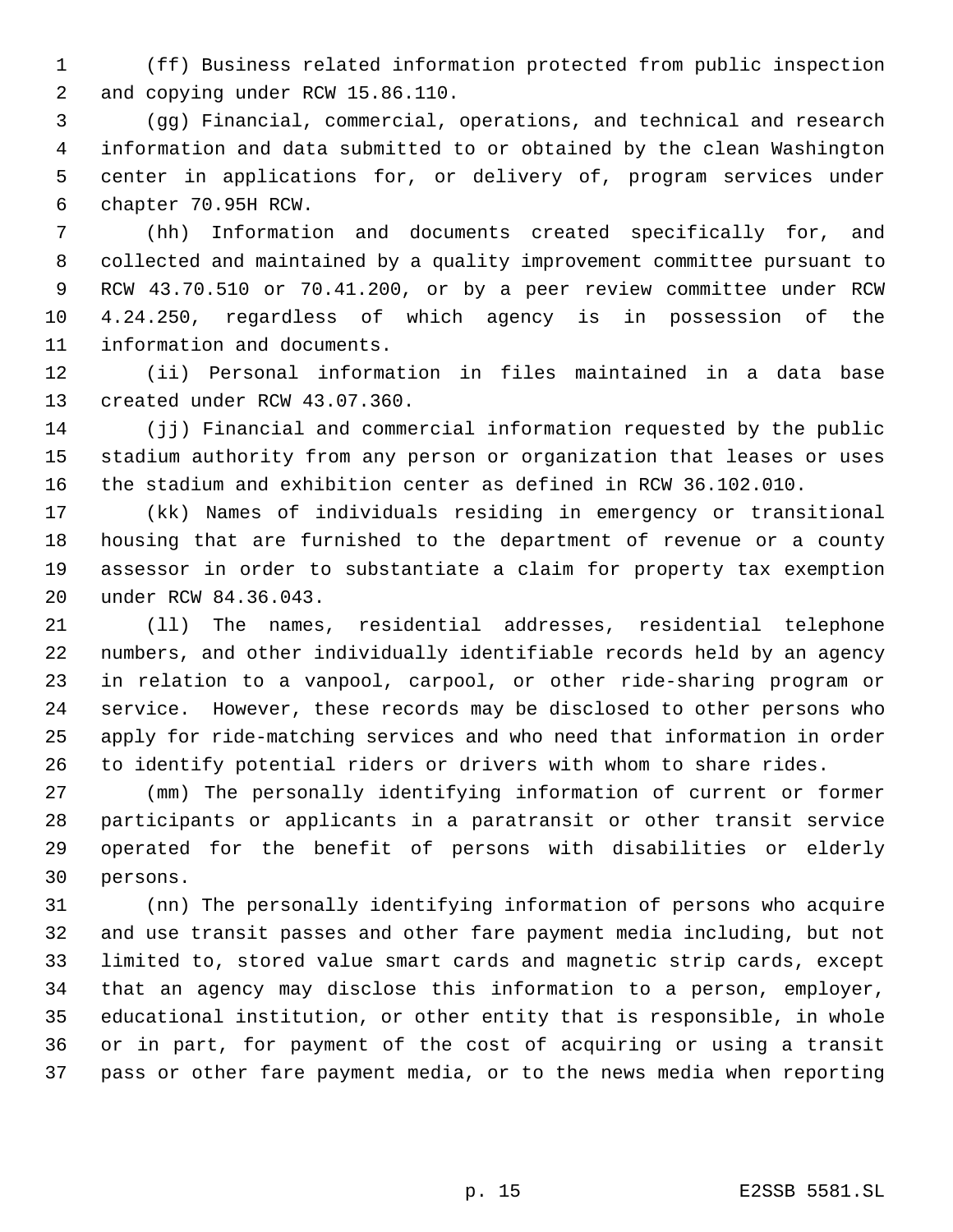(ff) Business related information protected from public inspection and copying under RCW 15.86.110.

(gg) Financial, commercial, operations, and technical and research information and data submitted to or obtained by the clean Washington center in applications for, or delivery of, program services under chapter 70.95H RCW.

(hh) Information and documents created specifically for, and collected and maintained by a quality improvement committee pursuant to RCW 43.70.510 or 70.41.200, or by a peer review committee under RCW 4.24.250, regardless of which agency is in possession of the information and documents.

(ii) Personal information in files maintained in a data base created under RCW 43.07.360.

(jj) Financial and commercial information requested by the public stadium authority from any person or organization that leases or uses the stadium and exhibition center as defined in RCW 36.102.010.

(kk) Names of individuals residing in emergency or transitional housing that are furnished to the department of revenue or a county assessor in order to substantiate a claim for property tax exemption under RCW 84.36.043.

(ll) The names, residential addresses, residential telephone numbers, and other individually identifiable records held by an agency in relation to a vanpool, carpool, or other ride-sharing program or service. However, these records may be disclosed to other persons who apply for ride-matching services and who need that information in order to identify potential riders or drivers with whom to share rides.

(mm) The personally identifying information of current or former participants or applicants in a paratransit or other transit service operated for the benefit of persons with disabilities or elderly persons.

(nn) The personally identifying information of persons who acquire and use transit passes and other fare payment media including, but not limited to, stored value smart cards and magnetic strip cards, except that an agency may disclose this information to a person, employer, educational institution, or other entity that is responsible, in whole or in part, for payment of the cost of acquiring or using a transit pass or other fare payment media, or to the news media when reporting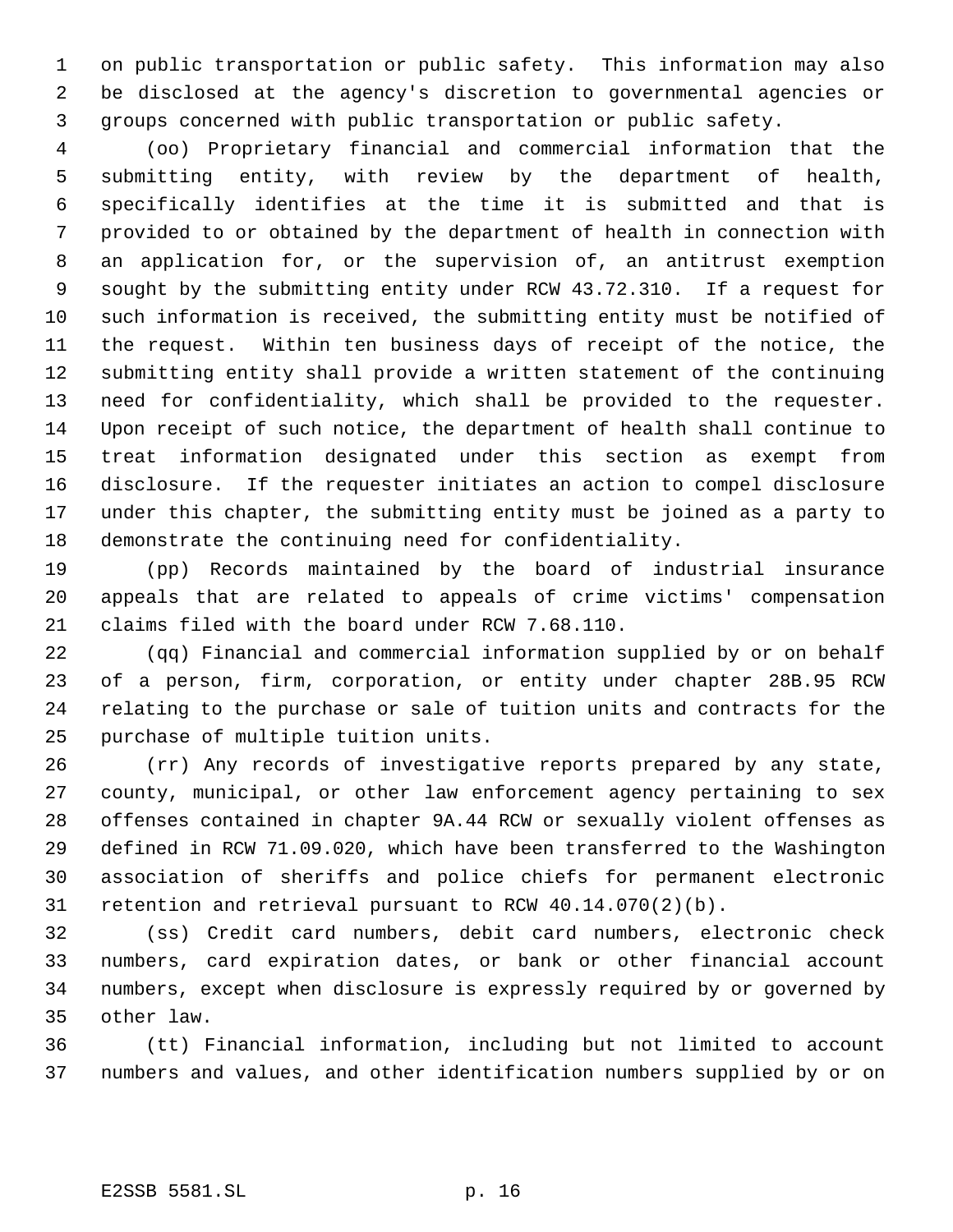on public transportation or public safety. This information may also be disclosed at the agency's discretion to governmental agencies or groups concerned with public transportation or public safety.

(oo) Proprietary financial and commercial information that the submitting entity, with review by the department of health, specifically identifies at the time it is submitted and that is provided to or obtained by the department of health in connection with an application for, or the supervision of, an antitrust exemption sought by the submitting entity under RCW 43.72.310. If a request for such information is received, the submitting entity must be notified of the request. Within ten business days of receipt of the notice, the submitting entity shall provide a written statement of the continuing need for confidentiality, which shall be provided to the requester. Upon receipt of such notice, the department of health shall continue to treat information designated under this section as exempt from disclosure. If the requester initiates an action to compel disclosure under this chapter, the submitting entity must be joined as a party to demonstrate the continuing need for confidentiality.

(pp) Records maintained by the board of industrial insurance appeals that are related to appeals of crime victims' compensation claims filed with the board under RCW 7.68.110.

(qq) Financial and commercial information supplied by or on behalf of a person, firm, corporation, or entity under chapter 28B.95 RCW relating to the purchase or sale of tuition units and contracts for the purchase of multiple tuition units.

(rr) Any records of investigative reports prepared by any state, county, municipal, or other law enforcement agency pertaining to sex offenses contained in chapter 9A.44 RCW or sexually violent offenses as defined in RCW 71.09.020, which have been transferred to the Washington association of sheriffs and police chiefs for permanent electronic retention and retrieval pursuant to RCW 40.14.070(2)(b).

(ss) Credit card numbers, debit card numbers, electronic check numbers, card expiration dates, or bank or other financial account numbers, except when disclosure is expressly required by or governed by other law.

(tt) Financial information, including but not limited to account numbers and values, and other identification numbers supplied by or on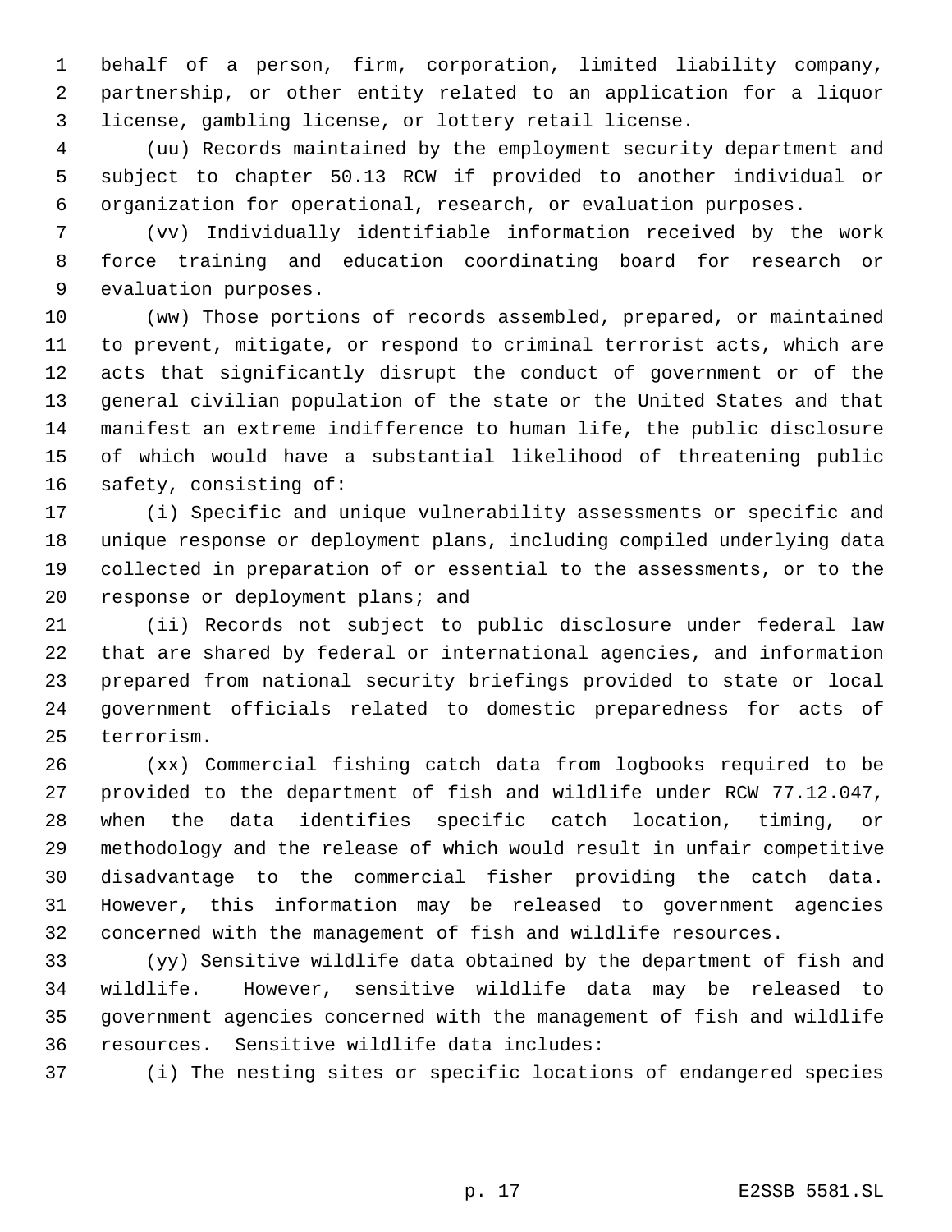behalf of a person, firm, corporation, limited liability company, partnership, or other entity related to an application for a liquor license, gambling license, or lottery retail license.

(uu) Records maintained by the employment security department and subject to chapter 50.13 RCW if provided to another individual or organization for operational, research, or evaluation purposes.

(vv) Individually identifiable information received by the work force training and education coordinating board for research or evaluation purposes.

(ww) Those portions of records assembled, prepared, or maintained to prevent, mitigate, or respond to criminal terrorist acts, which are acts that significantly disrupt the conduct of government or of the general civilian population of the state or the United States and that manifest an extreme indifference to human life, the public disclosure of which would have a substantial likelihood of threatening public safety, consisting of:

(i) Specific and unique vulnerability assessments or specific and unique response or deployment plans, including compiled underlying data collected in preparation of or essential to the assessments, or to the response or deployment plans; and

(ii) Records not subject to public disclosure under federal law that are shared by federal or international agencies, and information prepared from national security briefings provided to state or local government officials related to domestic preparedness for acts of terrorism.

(xx) Commercial fishing catch data from logbooks required to be provided to the department of fish and wildlife under RCW 77.12.047, when the data identifies specific catch location, timing, or methodology and the release of which would result in unfair competitive disadvantage to the commercial fisher providing the catch data. However, this information may be released to government agencies concerned with the management of fish and wildlife resources.

(yy) Sensitive wildlife data obtained by the department of fish and wildlife. However, sensitive wildlife data may be released to government agencies concerned with the management of fish and wildlife resources. Sensitive wildlife data includes:

(i) The nesting sites or specific locations of endangered species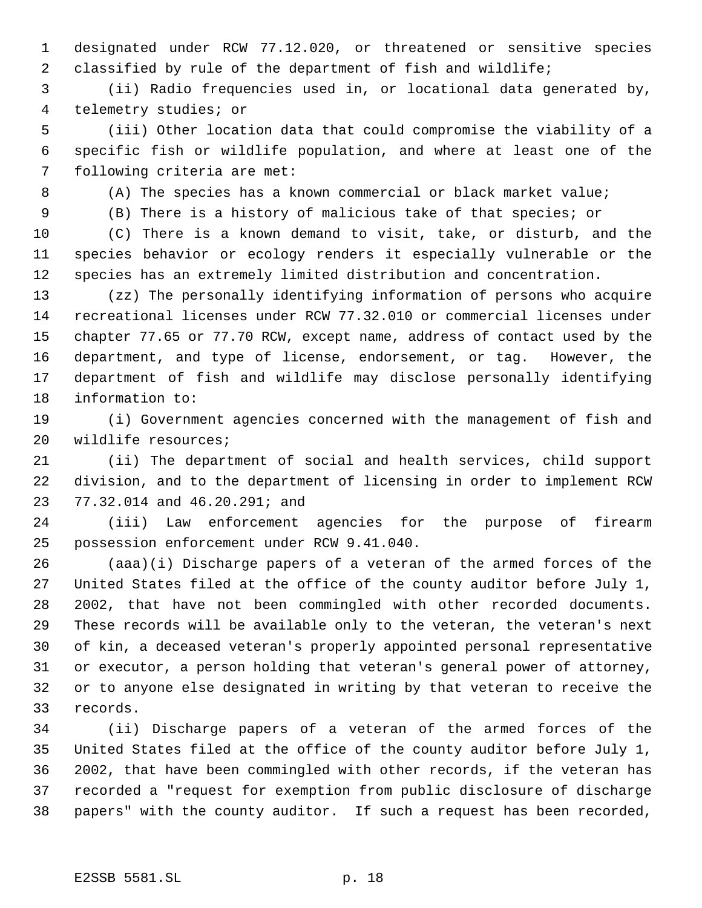designated under RCW 77.12.020, or threatened or sensitive species classified by rule of the department of fish and wildlife;

(ii) Radio frequencies used in, or locational data generated by, telemetry studies; or

(iii) Other location data that could compromise the viability of a specific fish or wildlife population, and where at least one of the following criteria are met:

(A) The species has a known commercial or black market value;

(B) There is a history of malicious take of that species; or

(C) There is a known demand to visit, take, or disturb, and the species behavior or ecology renders it especially vulnerable or the species has an extremely limited distribution and concentration.

(zz) The personally identifying information of persons who acquire recreational licenses under RCW 77.32.010 or commercial licenses under chapter 77.65 or 77.70 RCW, except name, address of contact used by the department, and type of license, endorsement, or tag. However, the department of fish and wildlife may disclose personally identifying information to:

(i) Government agencies concerned with the management of fish and wildlife resources;

(ii) The department of social and health services, child support division, and to the department of licensing in order to implement RCW 77.32.014 and 46.20.291; and

(iii) Law enforcement agencies for the purpose of firearm possession enforcement under RCW 9.41.040.

(aaa)(i) Discharge papers of a veteran of the armed forces of the United States filed at the office of the county auditor before July 1, 2002, that have not been commingled with other recorded documents. These records will be available only to the veteran, the veteran's next of kin, a deceased veteran's properly appointed personal representative or executor, a person holding that veteran's general power of attorney, or to anyone else designated in writing by that veteran to receive the records.

(ii) Discharge papers of a veteran of the armed forces of the United States filed at the office of the county auditor before July 1, 2002, that have been commingled with other records, if the veteran has recorded a "request for exemption from public disclosure of discharge papers" with the county auditor. If such a request has been recorded,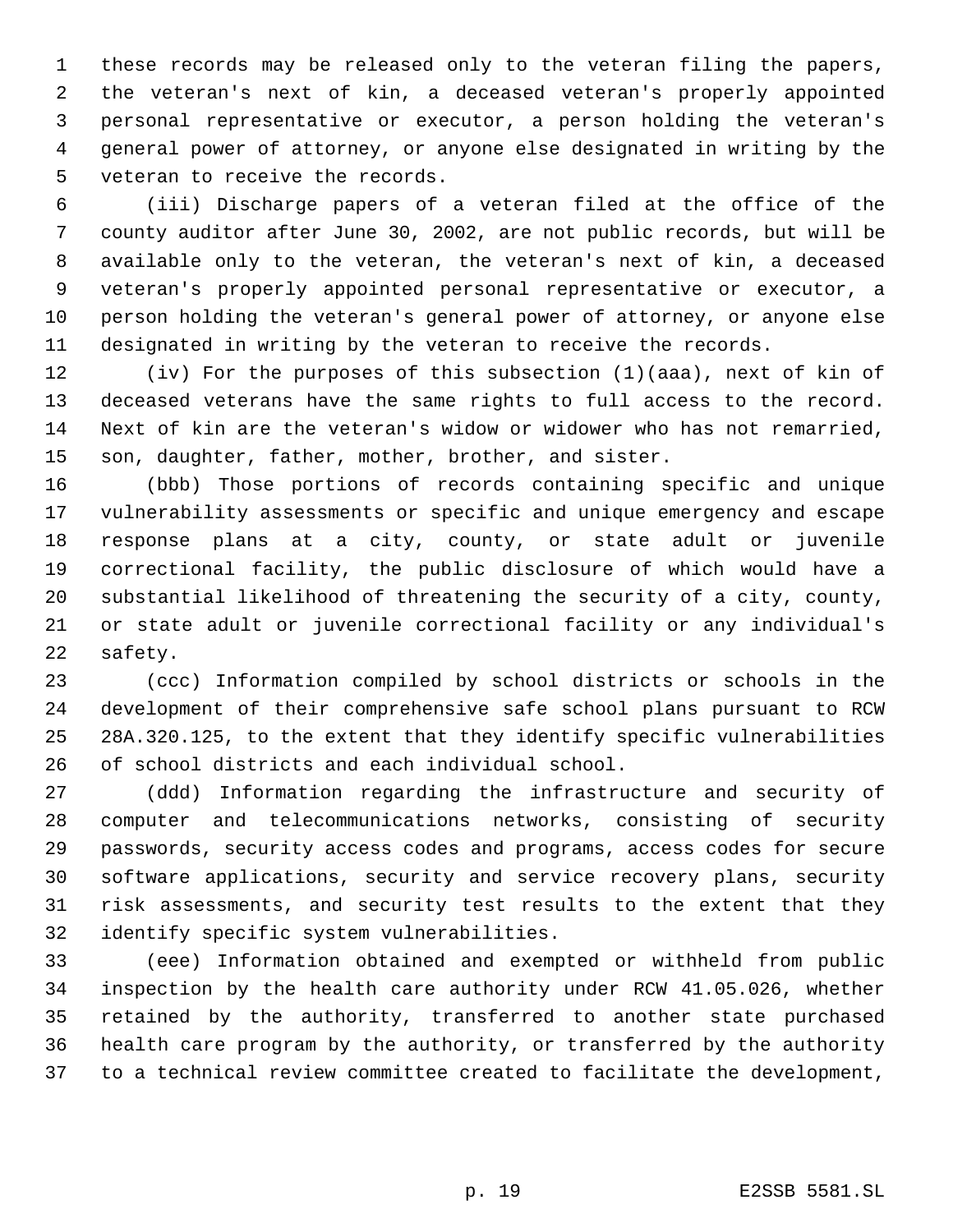these records may be released only to the veteran filing the papers, the veteran's next of kin, a deceased veteran's properly appointed personal representative or executor, a person holding the veteran's general power of attorney, or anyone else designated in writing by the veteran to receive the records.

(iii) Discharge papers of a veteran filed at the office of the county auditor after June 30, 2002, are not public records, but will be available only to the veteran, the veteran's next of kin, a deceased veteran's properly appointed personal representative or executor, a person holding the veteran's general power of attorney, or anyone else designated in writing by the veteran to receive the records.

(iv) For the purposes of this subsection (1)(aaa), next of kin of deceased veterans have the same rights to full access to the record. Next of kin are the veteran's widow or widower who has not remarried, son, daughter, father, mother, brother, and sister.

(bbb) Those portions of records containing specific and unique vulnerability assessments or specific and unique emergency and escape response plans at a city, county, or state adult or juvenile correctional facility, the public disclosure of which would have a substantial likelihood of threatening the security of a city, county, or state adult or juvenile correctional facility or any individual's safety.

(ccc) Information compiled by school districts or schools in the development of their comprehensive safe school plans pursuant to RCW 28A.320.125, to the extent that they identify specific vulnerabilities of school districts and each individual school.

(ddd) Information regarding the infrastructure and security of computer and telecommunications networks, consisting of security passwords, security access codes and programs, access codes for secure software applications, security and service recovery plans, security risk assessments, and security test results to the extent that they identify specific system vulnerabilities.

(eee) Information obtained and exempted or withheld from public inspection by the health care authority under RCW 41.05.026, whether retained by the authority, transferred to another state purchased health care program by the authority, or transferred by the authority to a technical review committee created to facilitate the development,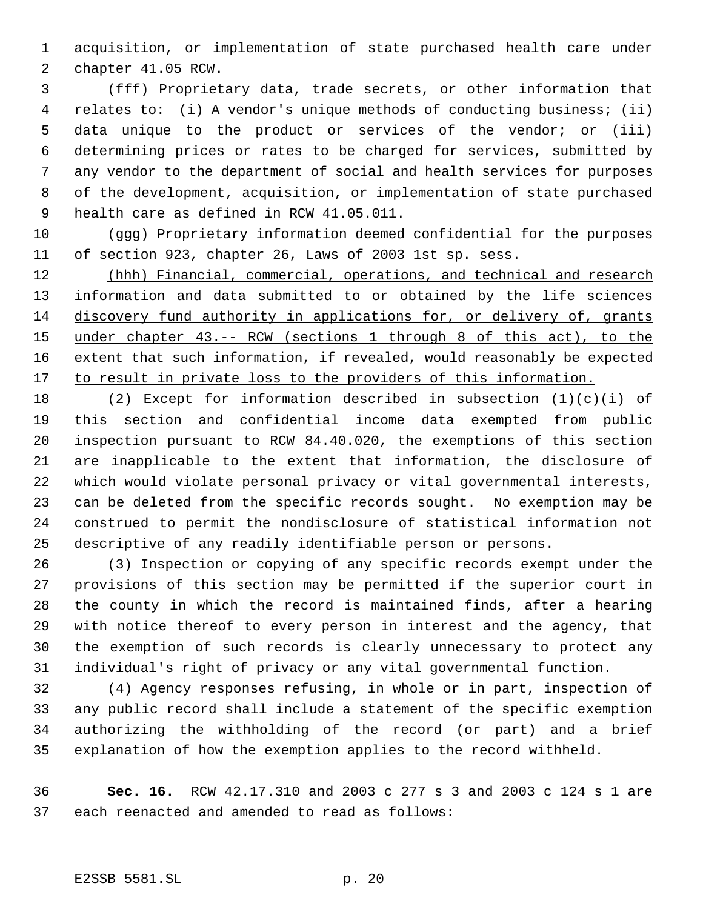acquisition, or implementation of state purchased health care under chapter 41.05 RCW.

(fff) Proprietary data, trade secrets, or other information that relates to: (i) A vendor's unique methods of conducting business; (ii) data unique to the product or services of the vendor; or (iii) determining prices or rates to be charged for services, submitted by any vendor to the department of social and health services for purposes of the development, acquisition, or implementation of state purchased health care as defined in RCW 41.05.011.

(ggg) Proprietary information deemed confidential for the purposes of section 923, chapter 26, Laws of 2003 1st sp. sess.

<u>(hhh) Financial, commercial, operations, and technical and research information and data submitted to or obtained by the life sciences discovery fund authority in applications for, or delivery of, grants under chapter 43.-- RCW (sections 1 through 8 of this act), to the extent that such information, if revealed, would reasonably be expected to result in private loss to the providers of this information.</u>

(2) Except for information described in subsection (1)(c)(i) of this section and confidential income data exempted from public inspection pursuant to RCW 84.40.020, the exemptions of this section are inapplicable to the extent that information, the disclosure of which would violate personal privacy or vital governmental interests, can be deleted from the specific records sought. No exemption may be construed to permit the nondisclosure of statistical information not descriptive of any readily identifiable person or persons.

(3) Inspection or copying of any specific records exempt under the provisions of this section may be permitted if the superior court in the county in which the record is maintained finds, after a hearing with notice thereof to every person in interest and the agency, that the exemption of such records is clearly unnecessary to protect any individual's right of privacy or any vital governmental function.

(4) Agency responses refusing, in whole or in part, inspection of any public record shall include a statement of the specific exemption authorizing the withholding of the record (or part) and a brief explanation of how the exemption applies to the record withheld.

**Sec. 16.** RCW 42.17.310 and 2003 c 277 s 3 and 2003 c 124 s 1 are each reenacted and amended to read as follows: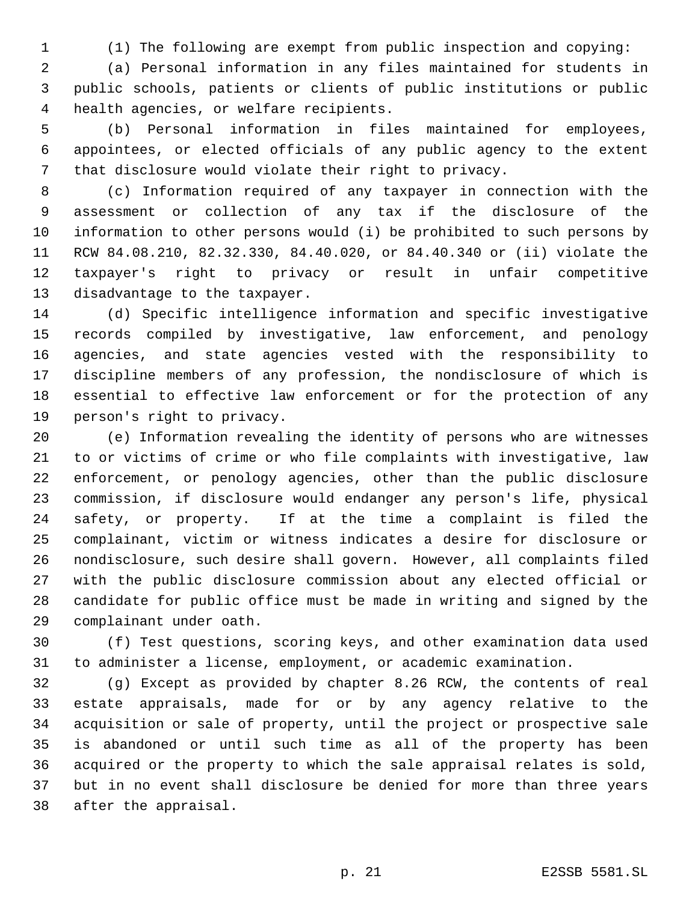(1) The following are exempt from public inspection and copying:

(a) Personal information in any files maintained for students in public schools, patients or clients of public institutions or public health agencies, or welfare recipients.

(b) Personal information in files maintained for employees, appointees, or elected officials of any public agency to the extent that disclosure would violate their right to privacy.

(c) Information required of any taxpayer in connection with the assessment or collection of any tax if the disclosure of the information to other persons would (i) be prohibited to such persons by RCW 84.08.210, 82.32.330, 84.40.020, or 84.40.340 or (ii) violate the taxpayer's right to privacy or result in unfair competitive disadvantage to the taxpayer.

(d) Specific intelligence information and specific investigative records compiled by investigative, law enforcement, and penology agencies, and state agencies vested with the responsibility to discipline members of any profession, the nondisclosure of which is essential to effective law enforcement or for the protection of any person's right to privacy.

(e) Information revealing the identity of persons who are witnesses to or victims of crime or who file complaints with investigative, law enforcement, or penology agencies, other than the public disclosure commission, if disclosure would endanger any person's life, physical safety, or property. If at the time a complaint is filed the complainant, victim or witness indicates a desire for disclosure or nondisclosure, such desire shall govern. However, all complaints filed with the public disclosure commission about any elected official or candidate for public office must be made in writing and signed by the complainant under oath.

(f) Test questions, scoring keys, and other examination data used to administer a license, employment, or academic examination.

(g) Except as provided by chapter 8.26 RCW, the contents of real estate appraisals, made for or by any agency relative to the acquisition or sale of property, until the project or prospective sale is abandoned or until such time as all of the property has been acquired or the property to which the sale appraisal relates is sold, but in no event shall disclosure be denied for more than three years after the appraisal.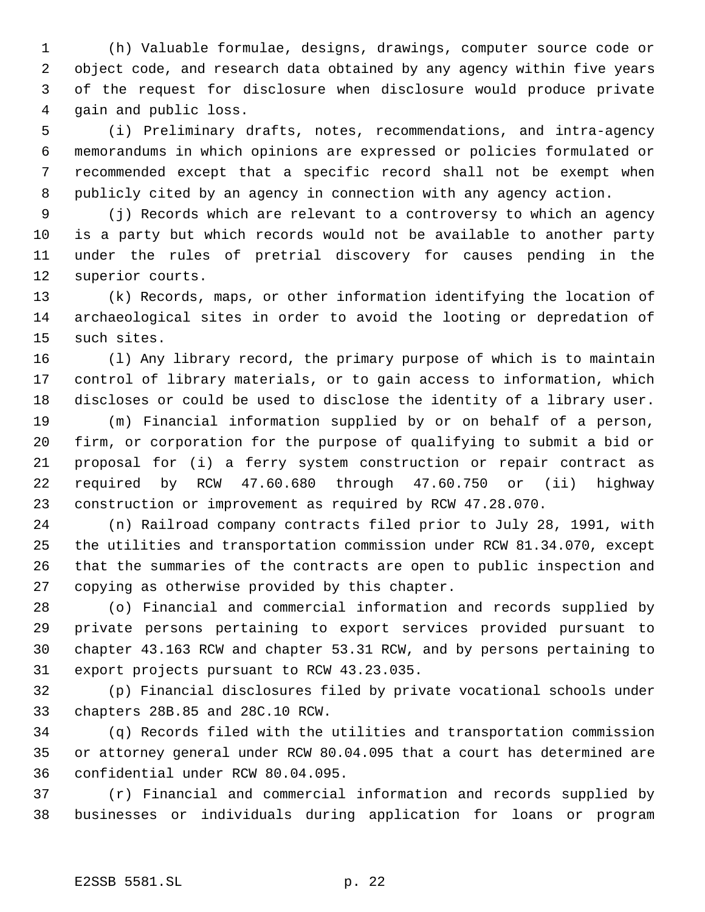(h) Valuable formulae, designs, drawings, computer source code or object code, and research data obtained by any agency within five years of the request for disclosure when disclosure would produce private gain and public loss.

(i) Preliminary drafts, notes, recommendations, and intra-agency memorandums in which opinions are expressed or policies formulated or recommended except that a specific record shall not be exempt when publicly cited by an agency in connection with any agency action.

(j) Records which are relevant to a controversy to which an agency is a party but which records would not be available to another party under the rules of pretrial discovery for causes pending in the superior courts.

(k) Records, maps, or other information identifying the location of archaeological sites in order to avoid the looting or depredation of such sites.

(l) Any library record, the primary purpose of which is to maintain control of library materials, or to gain access to information, which discloses or could be used to disclose the identity of a library user.

(m) Financial information supplied by or on behalf of a person, firm, or corporation for the purpose of qualifying to submit a bid or proposal for (i) a ferry system construction or repair contract as required by RCW 47.60.680 through 47.60.750 or (ii) highway construction or improvement as required by RCW 47.28.070.

(n) Railroad company contracts filed prior to July 28, 1991, with the utilities and transportation commission under RCW 81.34.070, except that the summaries of the contracts are open to public inspection and copying as otherwise provided by this chapter.

(o) Financial and commercial information and records supplied by private persons pertaining to export services provided pursuant to chapter 43.163 RCW and chapter 53.31 RCW, and by persons pertaining to export projects pursuant to RCW 43.23.035.

(p) Financial disclosures filed by private vocational schools under chapters 28B.85 and 28C.10 RCW.

(q) Records filed with the utilities and transportation commission or attorney general under RCW 80.04.095 that a court has determined are confidential under RCW 80.04.095.

(r) Financial and commercial information and records supplied by businesses or individuals during application for loans or program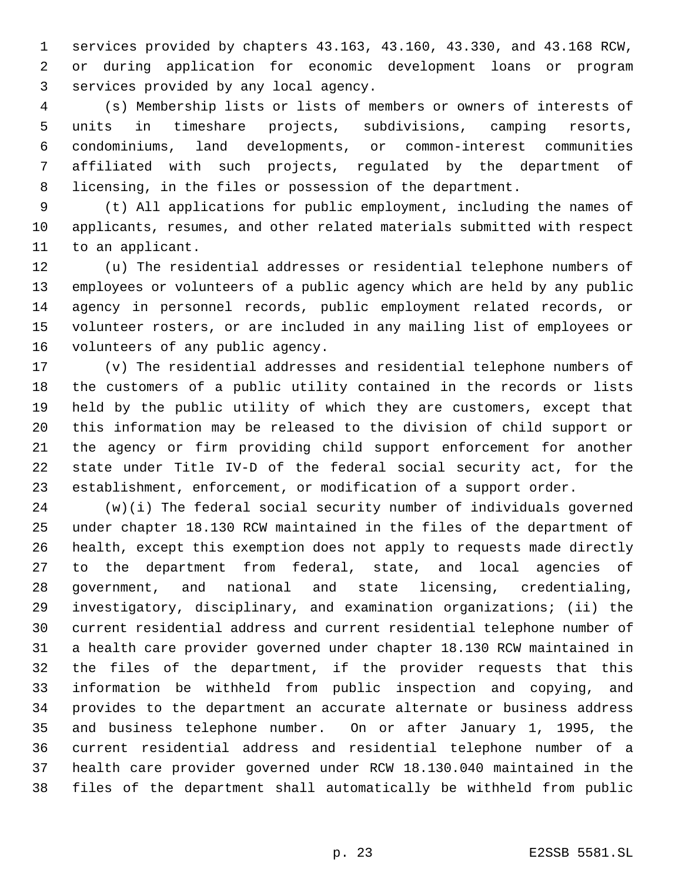services provided by chapters 43.163, 43.160, 43.330, and 43.168 RCW, or during application for economic development loans or program services provided by any local agency.

(s) Membership lists or lists of members or owners of interests of units in timeshare projects, subdivisions, camping resorts, condominiums, land developments, or common-interest communities affiliated with such projects, regulated by the department of licensing, in the files or possession of the department.

(t) All applications for public employment, including the names of applicants, resumes, and other related materials submitted with respect to an applicant.

(u) The residential addresses or residential telephone numbers of employees or volunteers of a public agency which are held by any public agency in personnel records, public employment related records, or volunteer rosters, or are included in any mailing list of employees or volunteers of any public agency.

(v) The residential addresses and residential telephone numbers of the customers of a public utility contained in the records or lists held by the public utility of which they are customers, except that this information may be released to the division of child support or the agency or firm providing child support enforcement for another state under Title IV-D of the federal social security act, for the establishment, enforcement, or modification of a support order.

(w)(i) The federal social security number of individuals governed under chapter 18.130 RCW maintained in the files of the department of health, except this exemption does not apply to requests made directly to the department from federal, state, and local agencies of government, and national and state licensing, credentialing, investigatory, disciplinary, and examination organizations; (ii) the current residential address and current residential telephone number of a health care provider governed under chapter 18.130 RCW maintained in the files of the department, if the provider requests that this information be withheld from public inspection and copying, and provides to the department an accurate alternate or business address and business telephone number. On or after January 1, 1995, the current residential address and residential telephone number of a health care provider governed under RCW 18.130.040 maintained in the files of the department shall automatically be withheld from public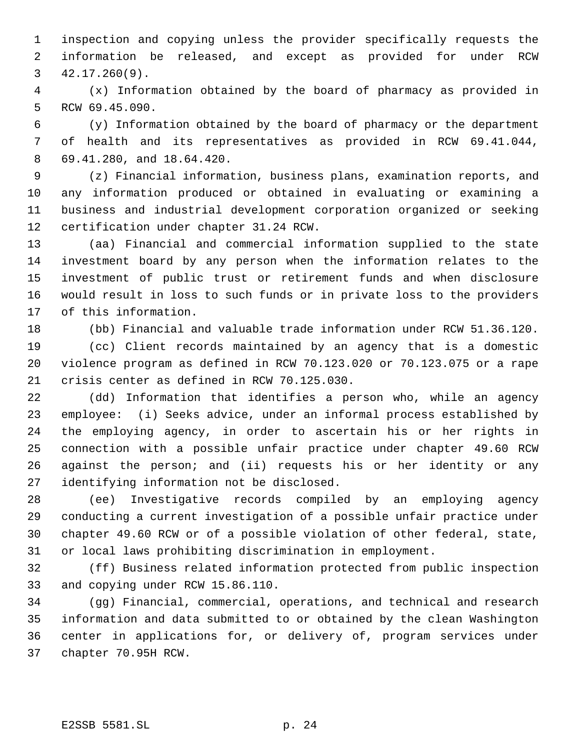inspection and copying unless the provider specifically requests the information be released, and except as provided for under RCW 42.17.260(9).

(x) Information obtained by the board of pharmacy as provided in RCW 69.45.090.

(y) Information obtained by the board of pharmacy or the department of health and its representatives as provided in RCW 69.41.044, 69.41.280, and 18.64.420.

(z) Financial information, business plans, examination reports, and any information produced or obtained in evaluating or examining a business and industrial development corporation organized or seeking certification under chapter 31.24 RCW.

(aa) Financial and commercial information supplied to the state investment board by any person when the information relates to the investment of public trust or retirement funds and when disclosure would result in loss to such funds or in private loss to the providers of this information.

(bb) Financial and valuable trade information under RCW 51.36.120.

(cc) Client records maintained by an agency that is a domestic violence program as defined in RCW 70.123.020 or 70.123.075 or a rape crisis center as defined in RCW 70.125.030.

(dd) Information that identifies a person who, while an agency employee: (i) Seeks advice, under an informal process established by the employing agency, in order to ascertain his or her rights in connection with a possible unfair practice under chapter 49.60 RCW against the person; and (ii) requests his or her identity or any identifying information not be disclosed.

(ee) Investigative records compiled by an employing agency conducting a current investigation of a possible unfair practice under chapter 49.60 RCW or of a possible violation of other federal, state, or local laws prohibiting discrimination in employment.

(ff) Business related information protected from public inspection and copying under RCW 15.86.110.

(gg) Financial, commercial, operations, and technical and research information and data submitted to or obtained by the clean Washington center in applications for, or delivery of, program services under chapter 70.95H RCW.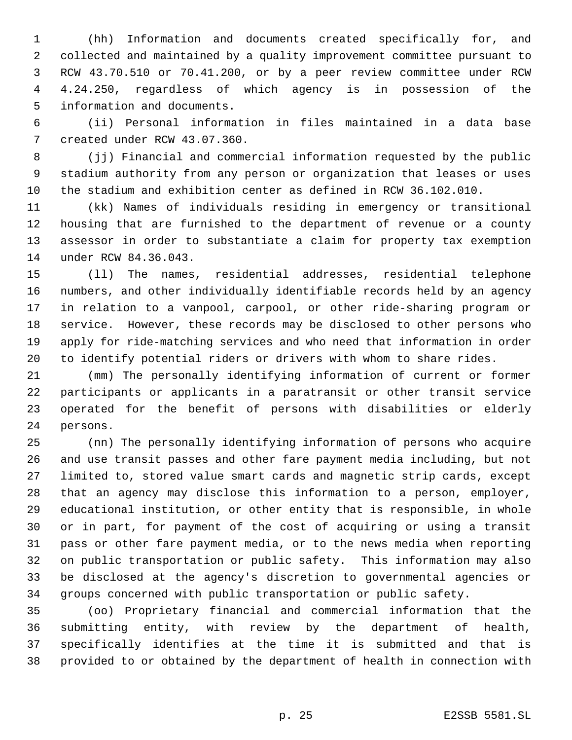(hh) Information and documents created specifically for, and collected and maintained by a quality improvement committee pursuant to RCW 43.70.510 or 70.41.200, or by a peer review committee under RCW 4.24.250, regardless of which agency is in possession of the information and documents.

(ii) Personal information in files maintained in a data base created under RCW 43.07.360.

(jj) Financial and commercial information requested by the public stadium authority from any person or organization that leases or uses the stadium and exhibition center as defined in RCW 36.102.010.

(kk) Names of individuals residing in emergency or transitional housing that are furnished to the department of revenue or a county assessor in order to substantiate a claim for property tax exemption under RCW 84.36.043.

(ll) The names, residential addresses, residential telephone numbers, and other individually identifiable records held by an agency in relation to a vanpool, carpool, or other ride-sharing program or service. However, these records may be disclosed to other persons who apply for ride-matching services and who need that information in order to identify potential riders or drivers with whom to share rides.

(mm) The personally identifying information of current or former participants or applicants in a paratransit or other transit service operated for the benefit of persons with disabilities or elderly persons.

(nn) The personally identifying information of persons who acquire and use transit passes and other fare payment media including, but not limited to, stored value smart cards and magnetic strip cards, except that an agency may disclose this information to a person, employer, educational institution, or other entity that is responsible, in whole or in part, for payment of the cost of acquiring or using a transit pass or other fare payment media, or to the news media when reporting on public transportation or public safety. This information may also be disclosed at the agency's discretion to governmental agencies or groups concerned with public transportation or public safety.

(oo) Proprietary financial and commercial information that the submitting entity, with review by the department of health, specifically identifies at the time it is submitted and that is provided to or obtained by the department of health in connection with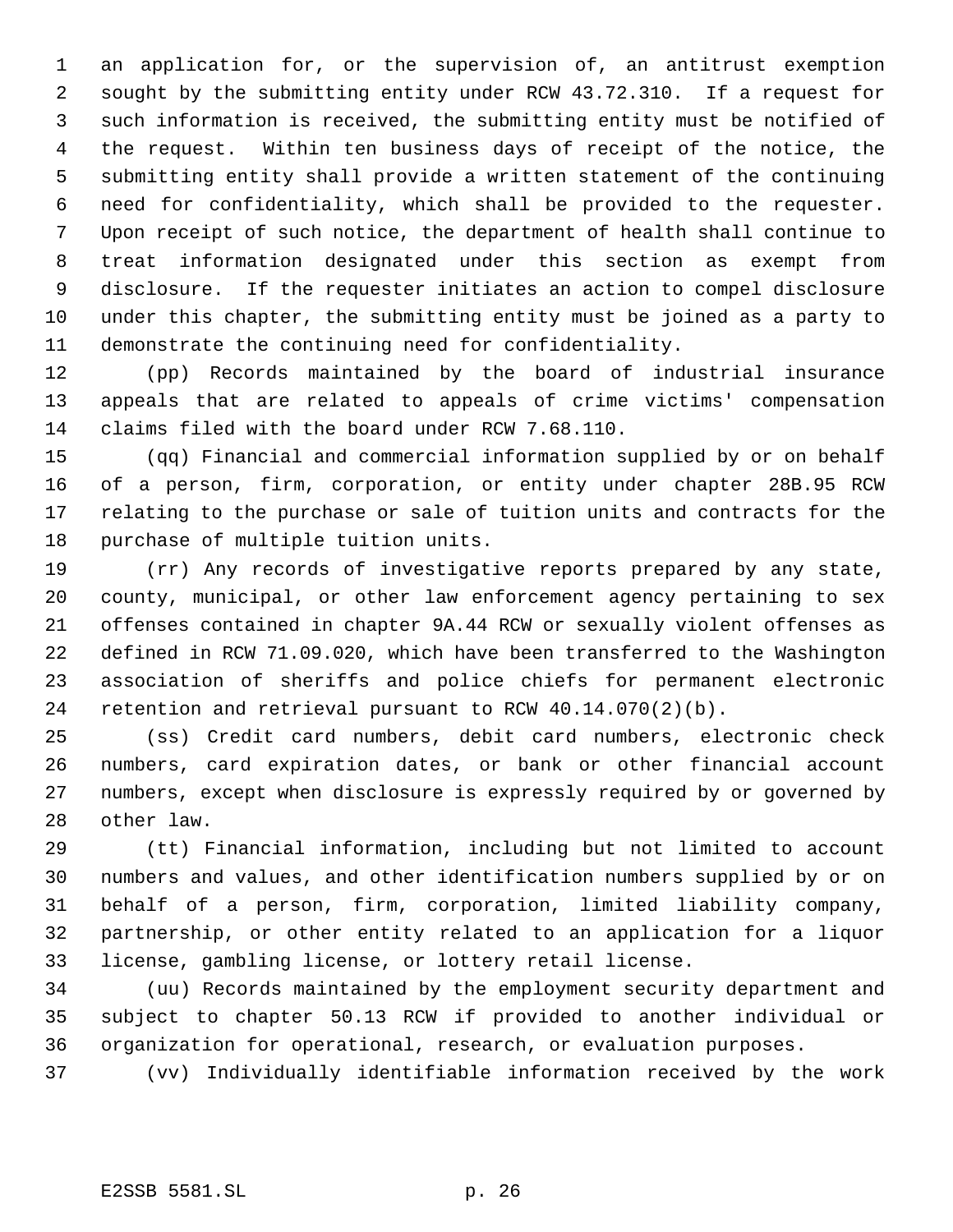an application for, or the supervision of, an antitrust exemption sought by the submitting entity under RCW 43.72.310. If a request for such information is received, the submitting entity must be notified of the request. Within ten business days of receipt of the notice, the submitting entity shall provide a written statement of the continuing need for confidentiality, which shall be provided to the requester. Upon receipt of such notice, the department of health shall continue to treat information designated under this section as exempt from disclosure. If the requester initiates an action to compel disclosure under this chapter, the submitting entity must be joined as a party to demonstrate the continuing need for confidentiality.

(pp) Records maintained by the board of industrial insurance appeals that are related to appeals of crime victims' compensation claims filed with the board under RCW 7.68.110.

(qq) Financial and commercial information supplied by or on behalf of a person, firm, corporation, or entity under chapter 28B.95 RCW relating to the purchase or sale of tuition units and contracts for the purchase of multiple tuition units.

(rr) Any records of investigative reports prepared by any state, county, municipal, or other law enforcement agency pertaining to sex offenses contained in chapter 9A.44 RCW or sexually violent offenses as defined in RCW 71.09.020, which have been transferred to the Washington association of sheriffs and police chiefs for permanent electronic retention and retrieval pursuant to RCW 40.14.070(2)(b).

(ss) Credit card numbers, debit card numbers, electronic check numbers, card expiration dates, or bank or other financial account numbers, except when disclosure is expressly required by or governed by other law.

(tt) Financial information, including but not limited to account numbers and values, and other identification numbers supplied by or on behalf of a person, firm, corporation, limited liability company, partnership, or other entity related to an application for a liquor license, gambling license, or lottery retail license.

(uu) Records maintained by the employment security department and subject to chapter 50.13 RCW if provided to another individual or organization for operational, research, or evaluation purposes.

(vv) Individually identifiable information received by the work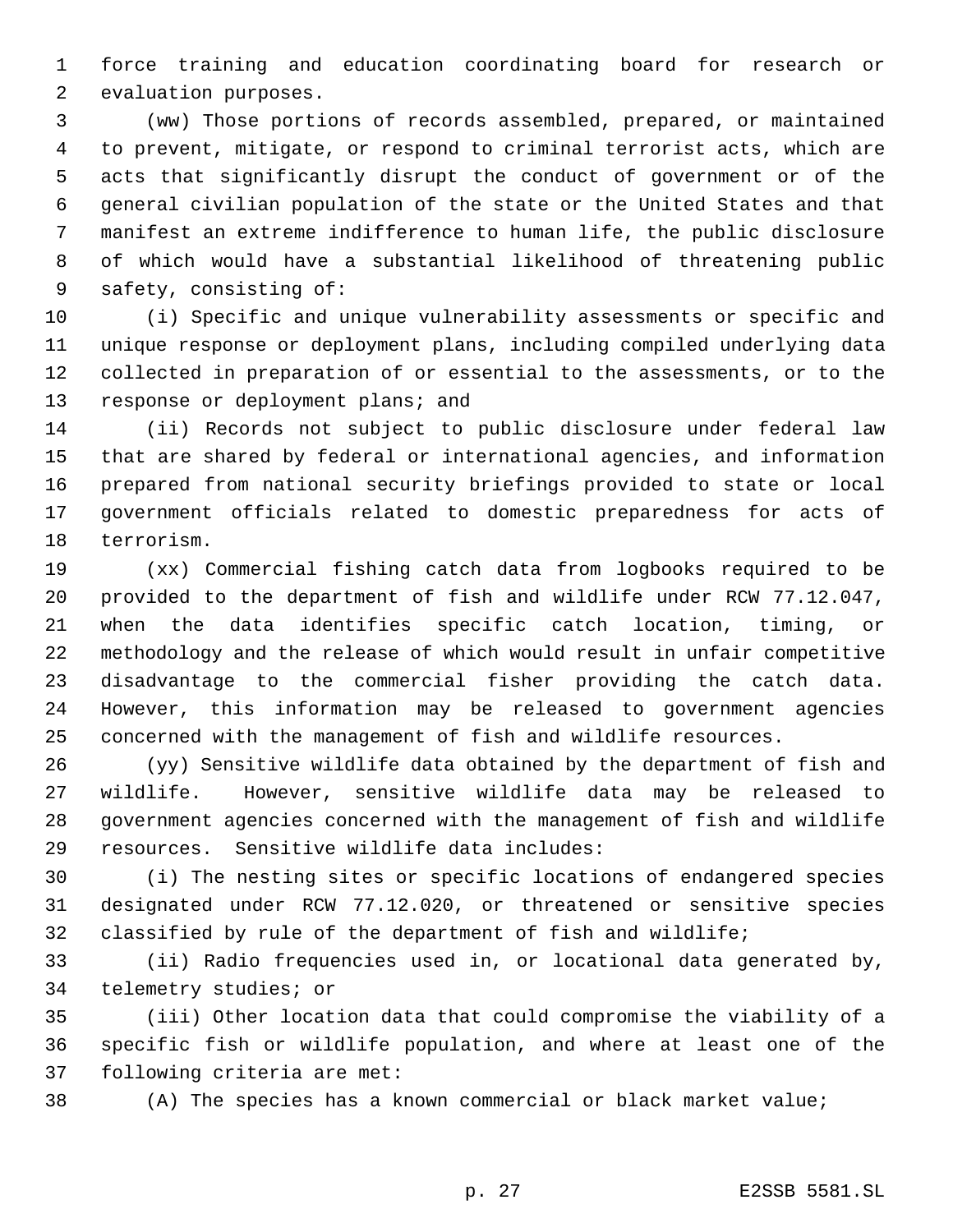force training and education coordinating board for research or evaluation purposes.

(ww) Those portions of records assembled, prepared, or maintained to prevent, mitigate, or respond to criminal terrorist acts, which are acts that significantly disrupt the conduct of government or of the general civilian population of the state or the United States and that manifest an extreme indifference to human life, the public disclosure of which would have a substantial likelihood of threatening public safety, consisting of:

(i) Specific and unique vulnerability assessments or specific and unique response or deployment plans, including compiled underlying data collected in preparation of or essential to the assessments, or to the response or deployment plans; and

(ii) Records not subject to public disclosure under federal law that are shared by federal or international agencies, and information prepared from national security briefings provided to state or local government officials related to domestic preparedness for acts of terrorism.

(xx) Commercial fishing catch data from logbooks required to be provided to the department of fish and wildlife under RCW 77.12.047, when the data identifies specific catch location, timing, or methodology and the release of which would result in unfair competitive disadvantage to the commercial fisher providing the catch data. However, this information may be released to government agencies concerned with the management of fish and wildlife resources.

(yy) Sensitive wildlife data obtained by the department of fish and wildlife. However, sensitive wildlife data may be released to government agencies concerned with the management of fish and wildlife resources. Sensitive wildlife data includes:

(i) The nesting sites or specific locations of endangered species designated under RCW 77.12.020, or threatened or sensitive species classified by rule of the department of fish and wildlife;

(ii) Radio frequencies used in, or locational data generated by, telemetry studies; or

(iii) Other location data that could compromise the viability of a specific fish or wildlife population, and where at least one of the following criteria are met:

(A) The species has a known commercial or black market value;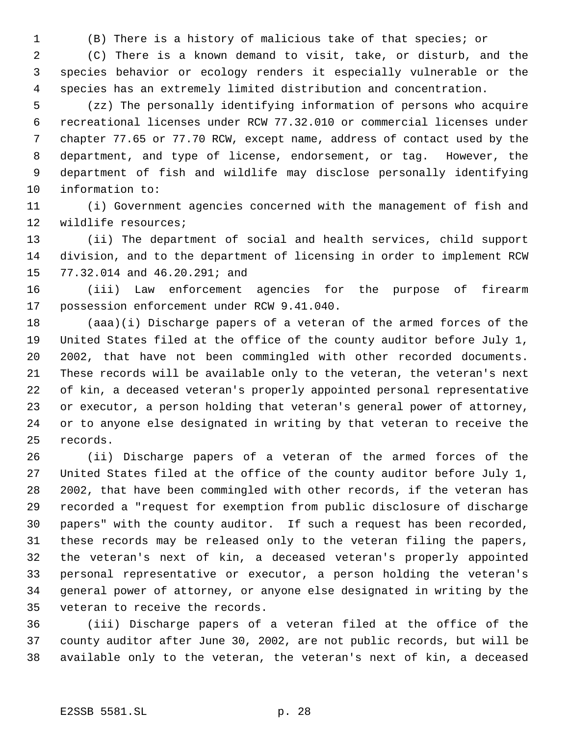(B) There is a history of malicious take of that species; or

(C) There is a known demand to visit, take, or disturb, and the species behavior or ecology renders it especially vulnerable or the species has an extremely limited distribution and concentration.

(zz) The personally identifying information of persons who acquire recreational licenses under RCW 77.32.010 or commercial licenses under chapter 77.65 or 77.70 RCW, except name, address of contact used by the department, and type of license, endorsement, or tag. However, the department of fish and wildlife may disclose personally identifying information to:

(i) Government agencies concerned with the management of fish and wildlife resources;

(ii) The department of social and health services, child support division, and to the department of licensing in order to implement RCW 77.32.014 and 46.20.291; and

(iii) Law enforcement agencies for the purpose of firearm possession enforcement under RCW 9.41.040.

(aaa)(i) Discharge papers of a veteran of the armed forces of the United States filed at the office of the county auditor before July 1, 2002, that have not been commingled with other recorded documents. These records will be available only to the veteran, the veteran's next of kin, a deceased veteran's properly appointed personal representative or executor, a person holding that veteran's general power of attorney, or to anyone else designated in writing by that veteran to receive the records.

(ii) Discharge papers of a veteran of the armed forces of the United States filed at the office of the county auditor before July 1, 2002, that have been commingled with other records, if the veteran has recorded a "request for exemption from public disclosure of discharge papers" with the county auditor. If such a request has been recorded, these records may be released only to the veteran filing the papers, the veteran's next of kin, a deceased veteran's properly appointed personal representative or executor, a person holding the veteran's general power of attorney, or anyone else designated in writing by the veteran to receive the records.

(iii) Discharge papers of a veteran filed at the office of the county auditor after June 30, 2002, are not public records, but will be available only to the veteran, the veteran's next of kin, a deceased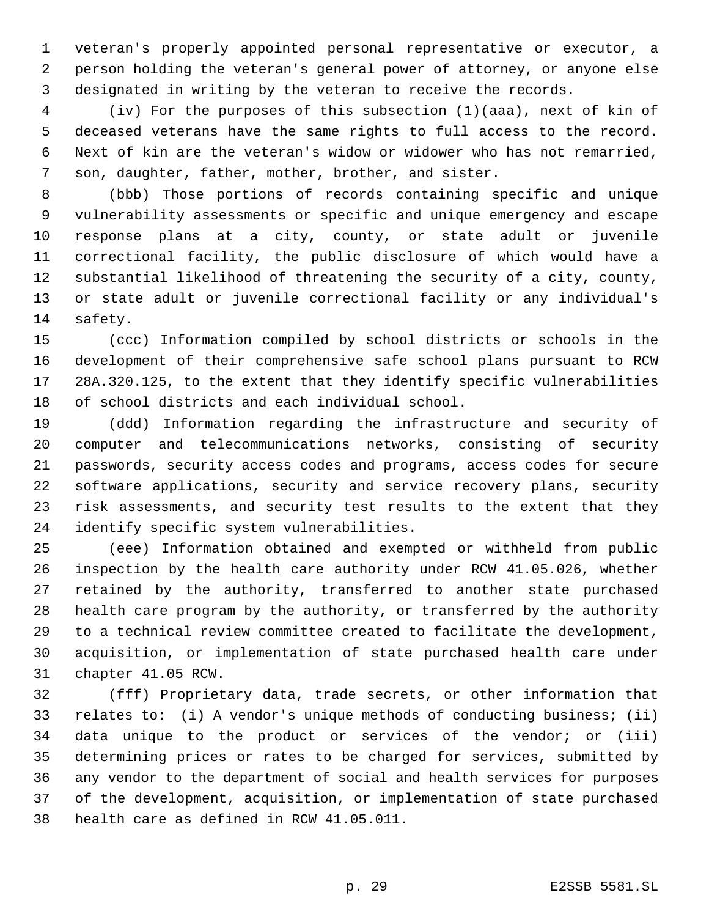veteran's properly appointed personal representative or executor, a person holding the veteran's general power of attorney, or anyone else designated in writing by the veteran to receive the records.

(iv) For the purposes of this subsection (1)(aaa), next of kin of deceased veterans have the same rights to full access to the record. Next of kin are the veteran's widow or widower who has not remarried, son, daughter, father, mother, brother, and sister.

(bbb) Those portions of records containing specific and unique vulnerability assessments or specific and unique emergency and escape response plans at a city, county, or state adult or juvenile correctional facility, the public disclosure of which would have a substantial likelihood of threatening the security of a city, county, or state adult or juvenile correctional facility or any individual's safety.

(ccc) Information compiled by school districts or schools in the development of their comprehensive safe school plans pursuant to RCW 28A.320.125, to the extent that they identify specific vulnerabilities of school districts and each individual school.

(ddd) Information regarding the infrastructure and security of computer and telecommunications networks, consisting of security passwords, security access codes and programs, access codes for secure software applications, security and service recovery plans, security risk assessments, and security test results to the extent that they identify specific system vulnerabilities.

(eee) Information obtained and exempted or withheld from public inspection by the health care authority under RCW 41.05.026, whether retained by the authority, transferred to another state purchased health care program by the authority, or transferred by the authority to a technical review committee created to facilitate the development, acquisition, or implementation of state purchased health care under chapter 41.05 RCW.

(fff) Proprietary data, trade secrets, or other information that relates to: (i) A vendor's unique methods of conducting business; (ii) data unique to the product or services of the vendor; or (iii) determining prices or rates to be charged for services, submitted by any vendor to the department of social and health services for purposes of the development, acquisition, or implementation of state purchased health care as defined in RCW 41.05.011.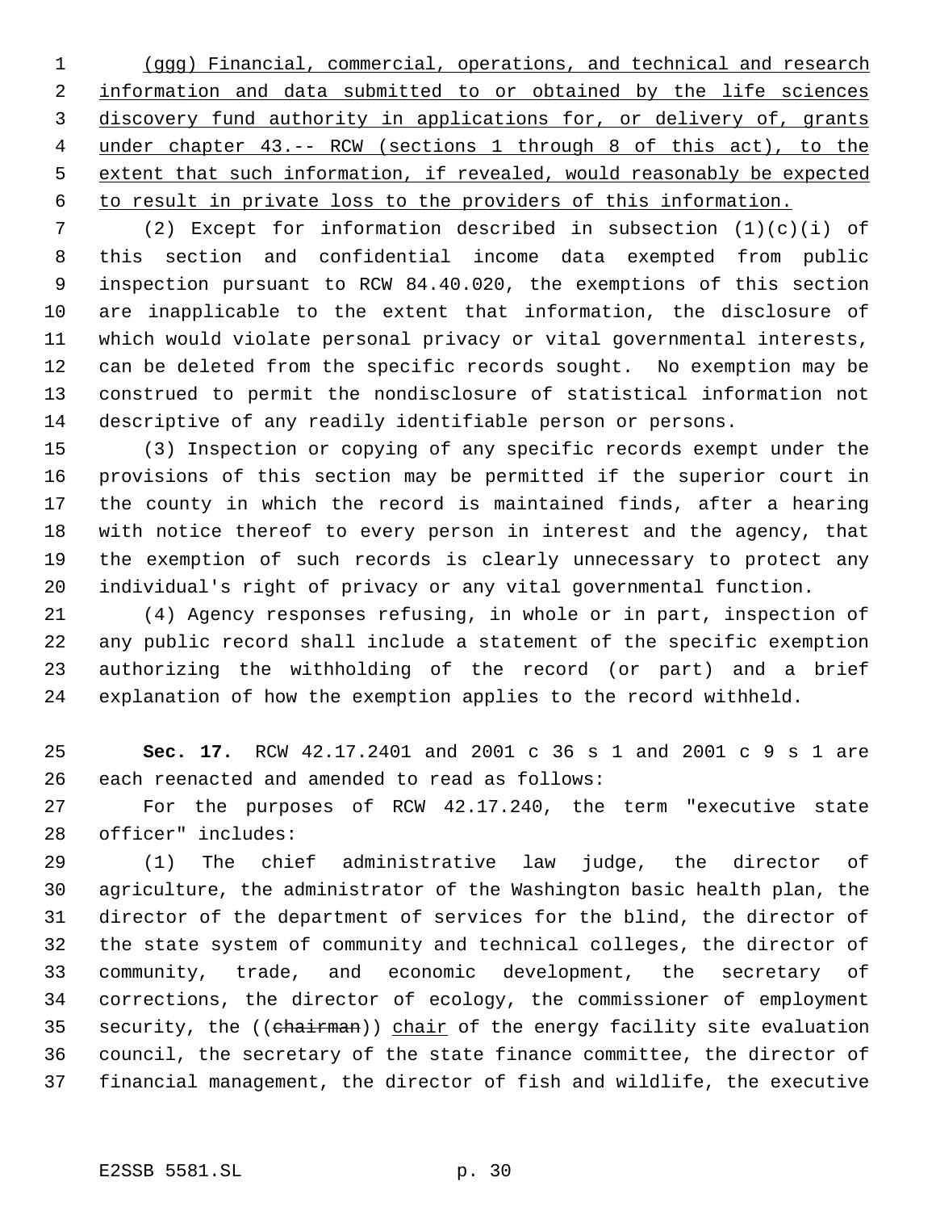(ggg) Financial, commercial, operations, and technical and research information and data submitted to or obtained by the life sciences discovery fund authority in applications for, or delivery of, grants under chapter 43.-- RCW (sections 1 through 8 of this act), to the extent that such information, if revealed, would reasonably be expected to result in private loss to the providers of this information.

(2) Except for information described in subsection (1)(c)(i) of this section and confidential income data exempted from public inspection pursuant to RCW 84.40.020, the exemptions of this section are inapplicable to the extent that information, the disclosure of which would violate personal privacy or vital governmental interests, can be deleted from the specific records sought. No exemption may be construed to permit the nondisclosure of statistical information not descriptive of any readily identifiable person or persons.

(3) Inspection or copying of any specific records exempt under the provisions of this section may be permitted if the superior court in the county in which the record is maintained finds, after a hearing with notice thereof to every person in interest and the agency, that the exemption of such records is clearly unnecessary to protect any individual's right of privacy or any vital governmental function.

(4) Agency responses refusing, in whole or in part, inspection of any public record shall include a statement of the specific exemption authorizing the withholding of the record (or part) and a brief explanation of how the exemption applies to the record withheld.

**Sec. 17.** RCW 42.17.2401 and 2001 c 36 s 1 and 2001 c 9 s 1 are each reenacted and amended to read as follows:

For the purposes of RCW 42.17.240, the term "executive state officer" includes:

(1) The chief administrative law judge, the director of agriculture, the administrator of the Washington basic health plan, the director of the department of services for the blind, the director of the state system of community and technical colleges, the director of community, trade, and economic development, the secretary of corrections, the director of ecology, the commissioner of employment security, the ((~~chairman~~)) chair of the energy facility site evaluation council, the secretary of the state finance committee, the director of financial management, the director of fish and wildlife, the executive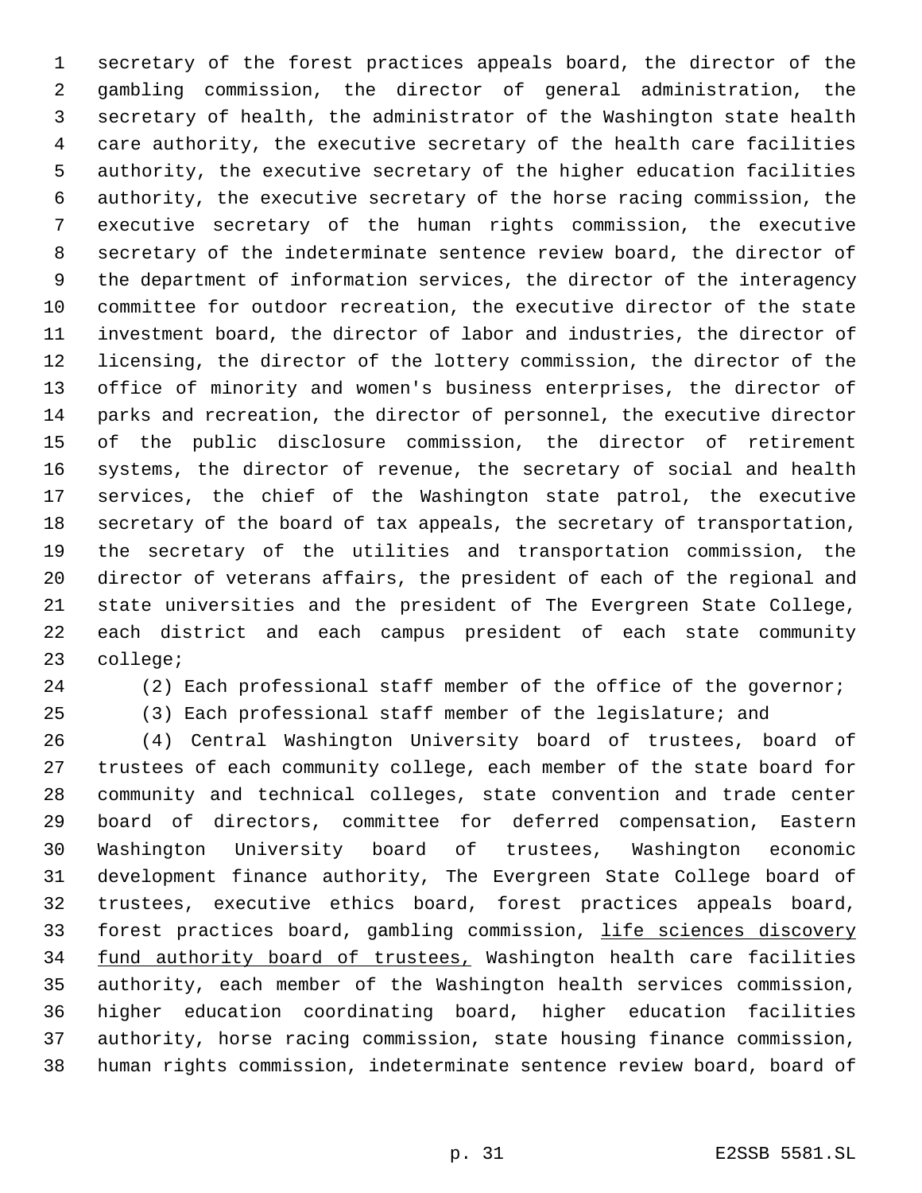secretary of the forest practices appeals board, the director of the gambling commission, the director of general administration, the secretary of health, the administrator of the Washington state health care authority, the executive secretary of the health care facilities authority, the executive secretary of the higher education facilities authority, the executive secretary of the horse racing commission, the executive secretary of the human rights commission, the executive secretary of the indeterminate sentence review board, the director of the department of information services, the director of the interagency committee for outdoor recreation, the executive director of the state investment board, the director of labor and industries, the director of licensing, the director of the lottery commission, the director of the office of minority and women's business enterprises, the director of parks and recreation, the director of personnel, the executive director of the public disclosure commission, the director of retirement systems, the director of revenue, the secretary of social and health services, the chief of the Washington state patrol, the executive secretary of the board of tax appeals, the secretary of transportation, the secretary of the utilities and transportation commission, the director of veterans affairs, the president of each of the regional and state universities and the president of The Evergreen State College, each district and each campus president of each state community college;

(2) Each professional staff member of the office of the governor;

(3) Each professional staff member of the legislature; and

(4) Central Washington University board of trustees, board of trustees of each community college, each member of the state board for community and technical colleges, state convention and trade center board of directors, committee for deferred compensation, Eastern Washington University board of trustees, Washington economic development finance authority, The Evergreen State College board of trustees, executive ethics board, forest practices appeals board, forest practices board, gambling commission, <u>life sciences discovery fund authority board of trustees,</u> Washington health care facilities authority, each member of the Washington health services commission, higher education coordinating board, higher education facilities authority, horse racing commission, state housing finance commission, human rights commission, indeterminate sentence review board, board of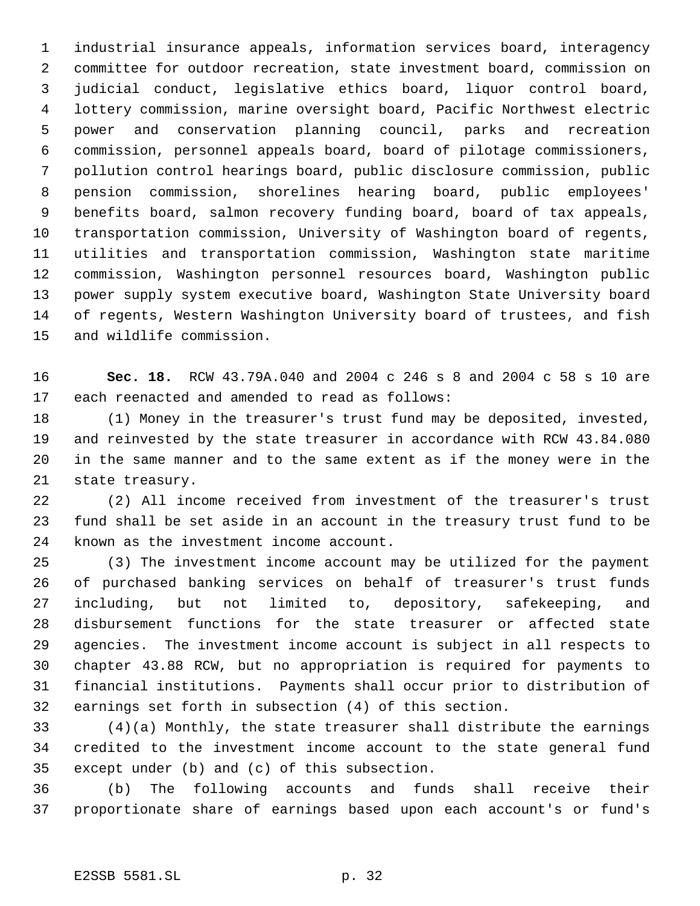industrial insurance appeals, information services board, interagency committee for outdoor recreation, state investment board, commission on judicial conduct, legislative ethics board, liquor control board, lottery commission, marine oversight board, Pacific Northwest electric power and conservation planning council, parks and recreation commission, personnel appeals board, board of pilotage commissioners, pollution control hearings board, public disclosure commission, public pension commission, shorelines hearing board, public employees' benefits board, salmon recovery funding board, board of tax appeals, transportation commission, University of Washington board of regents, utilities and transportation commission, Washington state maritime commission, Washington personnel resources board, Washington public power supply system executive board, Washington State University board of regents, Western Washington University board of trustees, and fish and wildlife commission.

**Sec. 18.** RCW 43.79A.040 and 2004 c 246 s 8 and 2004 c 58 s 10 are each reenacted and amended to read as follows:

(1) Money in the treasurer's trust fund may be deposited, invested, and reinvested by the state treasurer in accordance with RCW 43.84.080 in the same manner and to the same extent as if the money were in the state treasury.

(2) All income received from investment of the treasurer's trust fund shall be set aside in an account in the treasury trust fund to be known as the investment income account.

(3) The investment income account may be utilized for the payment of purchased banking services on behalf of treasurer's trust funds including, but not limited to, depository, safekeeping, and disbursement functions for the state treasurer or affected state agencies. The investment income account is subject in all respects to chapter 43.88 RCW, but no appropriation is required for payments to financial institutions. Payments shall occur prior to distribution of earnings set forth in subsection (4) of this section.

(4)(a) Monthly, the state treasurer shall distribute the earnings credited to the investment income account to the state general fund except under (b) and (c) of this subsection.

(b) The following accounts and funds shall receive their proportionate share of earnings based upon each account's or fund's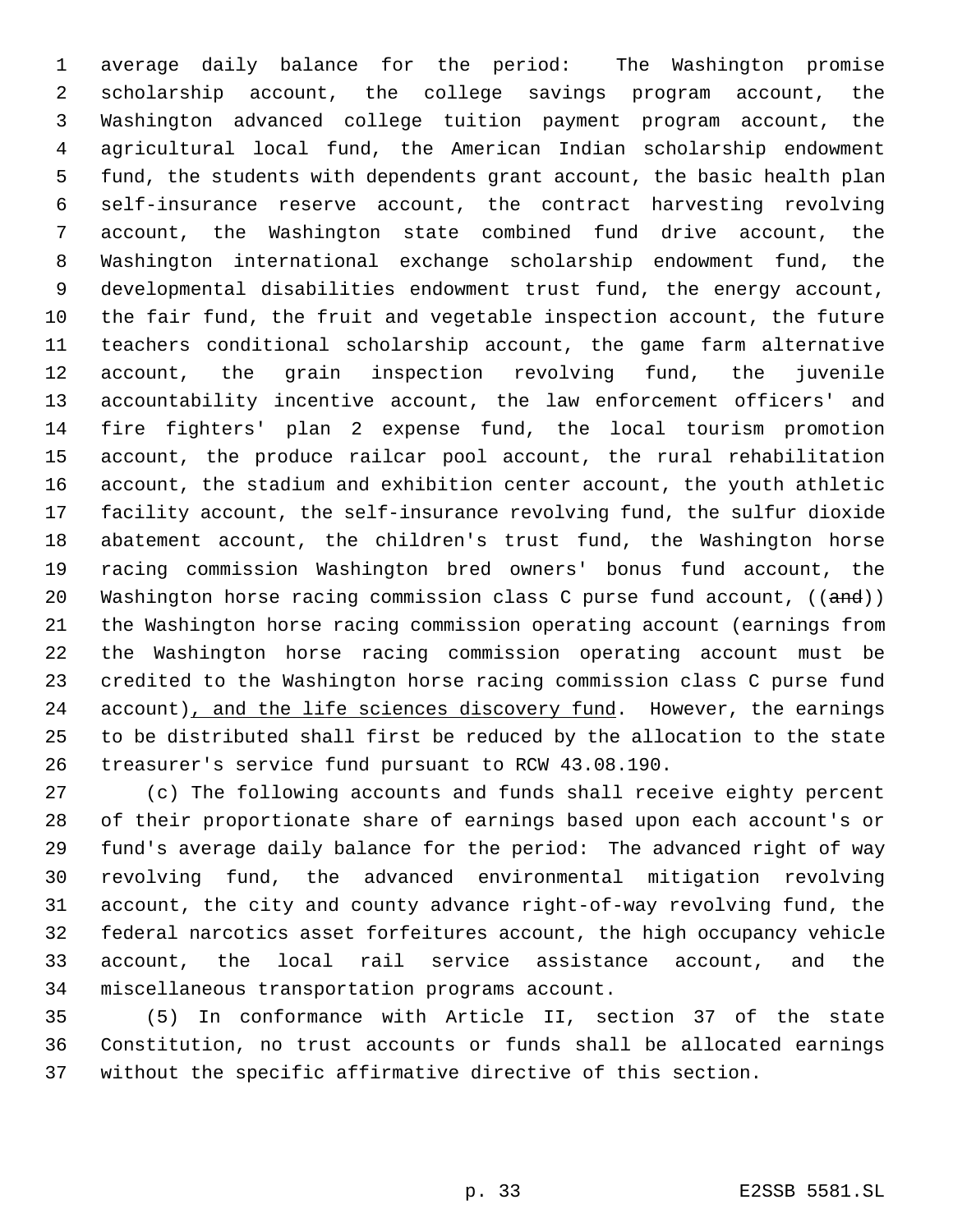average daily balance for the period: The Washington promise scholarship account, the college savings program account, the Washington advanced college tuition payment program account, the agricultural local fund, the American Indian scholarship endowment fund, the students with dependents grant account, the basic health plan self-insurance reserve account, the contract harvesting revolving account, the Washington state combined fund drive account, the Washington international exchange scholarship endowment fund, the developmental disabilities endowment trust fund, the energy account, the fair fund, the fruit and vegetable inspection account, the future teachers conditional scholarship account, the game farm alternative account, the grain inspection revolving fund, the juvenile accountability incentive account, the law enforcement officers' and fire fighters' plan 2 expense fund, the local tourism promotion account, the produce railcar pool account, the rural rehabilitation account, the stadium and exhibition center account, the youth athletic facility account, the self-insurance revolving fund, the sulfur dioxide abatement account, the children's trust fund, the Washington horse racing commission Washington bred owners' bonus fund account, the Washington horse racing commission class C purse fund account, ((~~and~~)) the Washington horse racing commission operating account (earnings from the Washington horse racing commission operating account must be credited to the Washington horse racing commission class C purse fund account), and the life sciences discovery fund. However, the earnings to be distributed shall first be reduced by the allocation to the state treasurer's service fund pursuant to RCW 43.08.190.

(c) The following accounts and funds shall receive eighty percent of their proportionate share of earnings based upon each account's or fund's average daily balance for the period: The advanced right of way revolving fund, the advanced environmental mitigation revolving account, the city and county advance right-of-way revolving fund, the federal narcotics asset forfeitures account, the high occupancy vehicle account, the local rail service assistance account, and the miscellaneous transportation programs account.

(5) In conformance with Article II, section 37 of the state Constitution, no trust accounts or funds shall be allocated earnings without the specific affirmative directive of this section.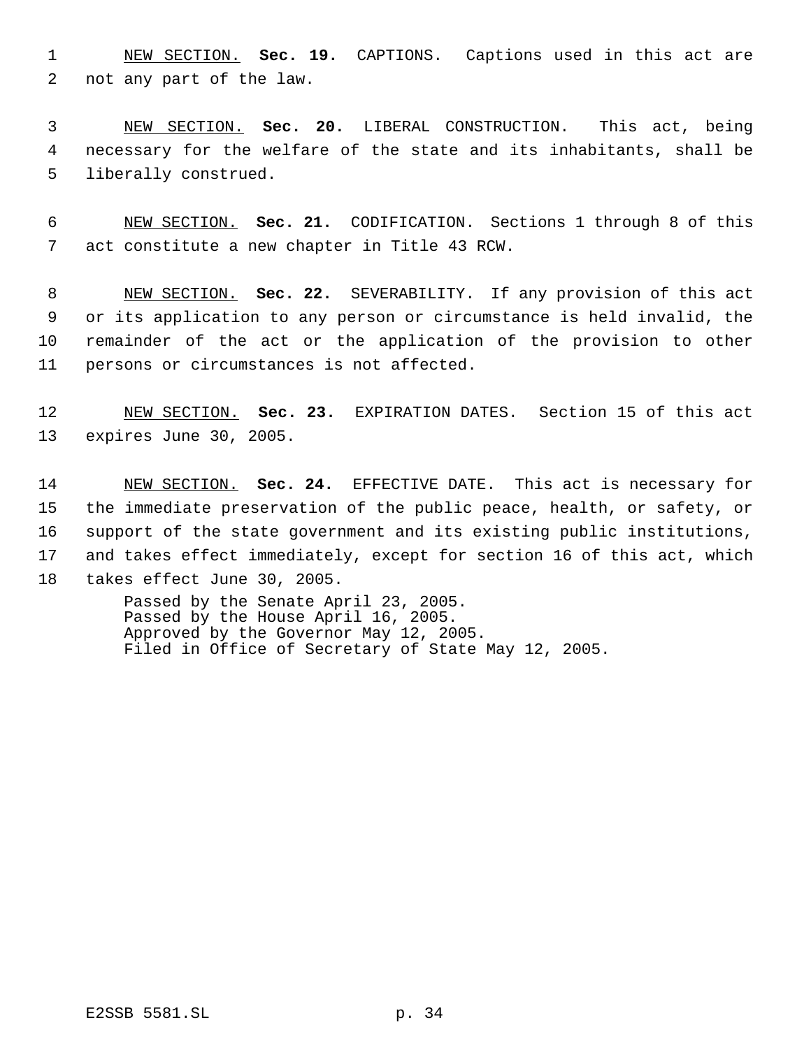<u>NEW SECTION.</u> **Sec. 19.** CAPTIONS. Captions used in this act are not any part of the law.

<u>NEW SECTION.</u> **Sec. 20.** LIBERAL CONSTRUCTION. This act, being necessary for the welfare of the state and its inhabitants, shall be liberally construed.

<u>NEW SECTION.</u> **Sec. 21.** CODIFICATION. Sections 1 through 8 of this act constitute a new chapter in Title 43 RCW.

<u>NEW SECTION.</u> **Sec. 22.** SEVERABILITY. If any provision of this act or its application to any person or circumstance is held invalid, the remainder of the act or the application of the provision to other persons or circumstances is not affected.

<u>NEW SECTION.</u> **Sec. 23.** EXPIRATION DATES. Section 15 of this act expires June 30, 2005.

<u>NEW SECTION.</u> **Sec. 24.** EFFECTIVE DATE. This act is necessary for the immediate preservation of the public peace, health, or safety, or support of the state government and its existing public institutions, and takes effect immediately, except for section 16 of this act, which takes effect June 30, 2005.

Passed by the Senate April 23, 2005.
Passed by the House April 16, 2005.
Approved by the Governor May 12, 2005.
Filed in Office of Secretary of State May 12, 2005.